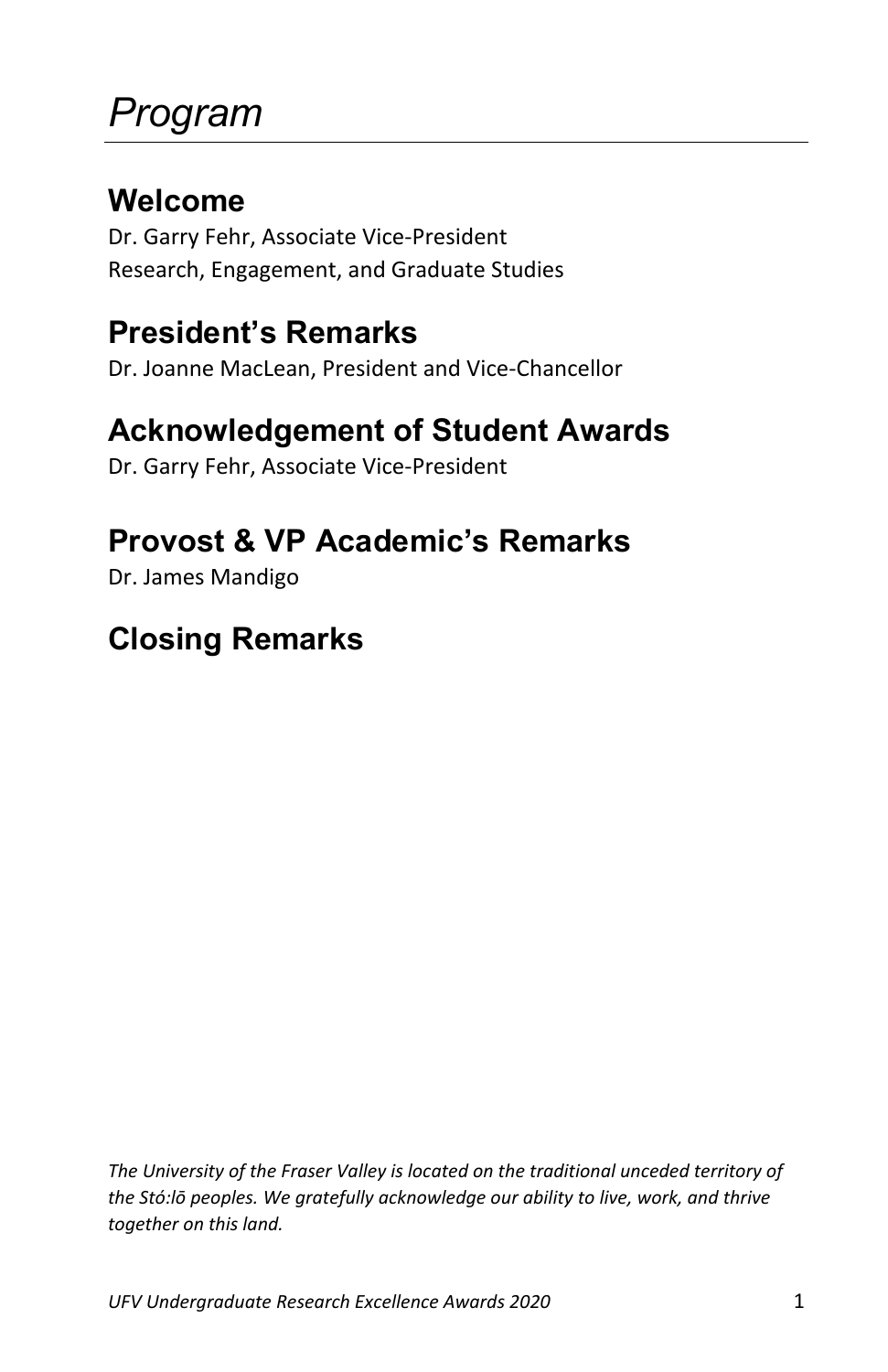# *Program*

## Welcome

Dr. Garry Fehr, Associate Vice-President
Research, Engagement, and Graduate Studies

## President's Remarks

Dr. Joanne MacLean, President and Vice-Chancellor

## Acknowledgement of Student Awards

Dr. Garry Fehr, Associate Vice-President

## Provost & VP Academic's Remarks

Dr. James Mandigo

## Closing Remarks

*The University of the Fraser Valley is located on the traditional unceded territory of the Stó:lō peoples. We gratefully acknowledge our ability to live, work, and thrive together on this land.*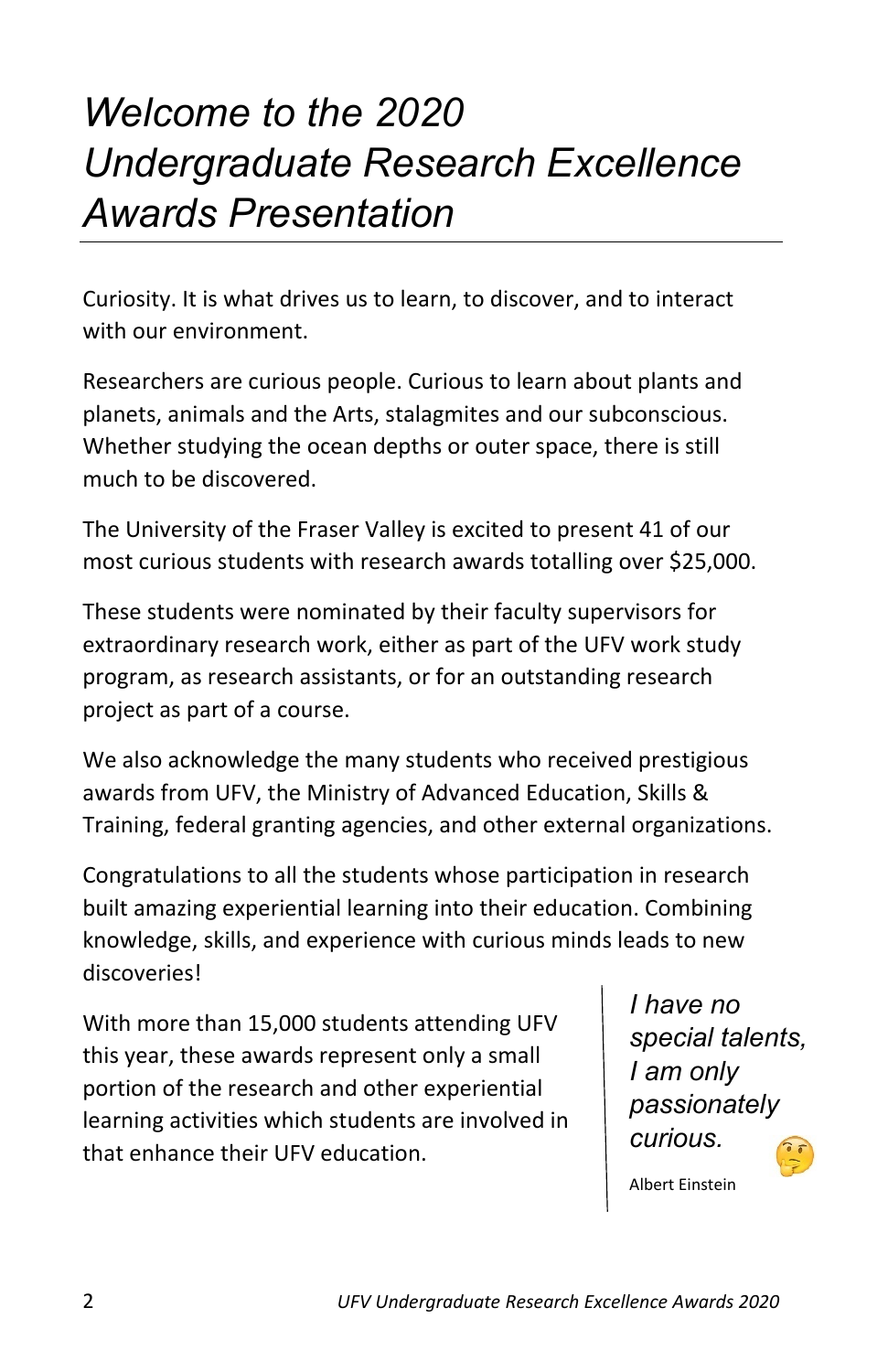# *Welcome to the 2020 Undergraduate Research Excellence Awards Presentation*

Curiosity. It is what drives us to learn, to discover, and to interact with our environment.

Researchers are curious people. Curious to learn about plants and planets, animals and the Arts, stalagmites and our subconscious. Whether studying the ocean depths or outer space, there is still much to be discovered.

The University of the Fraser Valley is excited to present 41 of our most curious students with research awards totalling over $25,000.

These students were nominated by their faculty supervisors for extraordinary research work, either as part of the UFV work study program, as research assistants, or for an outstanding research project as part of a course.

We also acknowledge the many students who received prestigious awards from UFV, the Ministry of Advanced Education, Skills & Training, federal granting agencies, and other external organizations.

Congratulations to all the students whose participation in research built amazing experiential learning into their education. Combining knowledge, skills, and experience with curious minds leads to new discoveries!

With more than 15,000 students attending UFV this year, these awards represent only a small portion of the research and other experiential learning activities which students are involved in that enhance their UFV education.

> *I have no special talents, I am only passionately curious.* 🤔
>
> Albert Einstein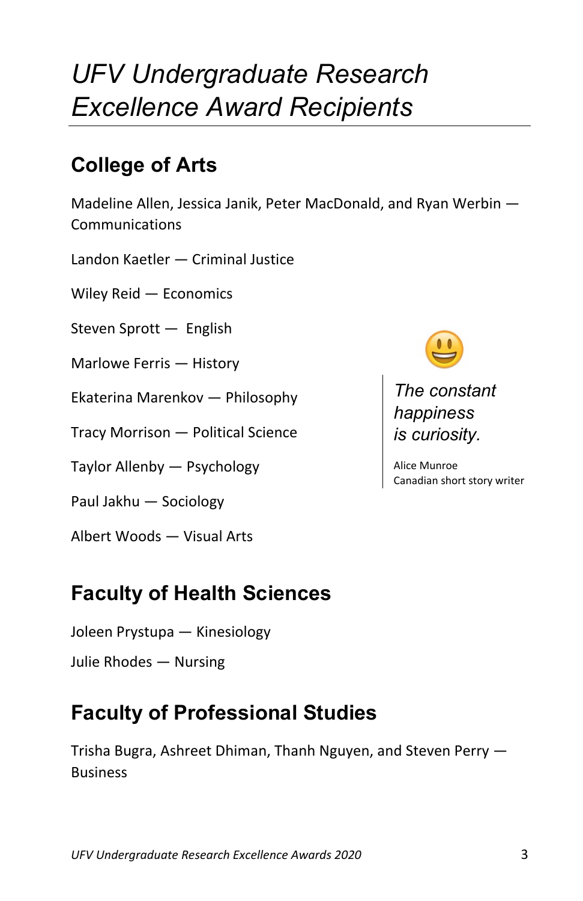# *UFV Undergraduate Research Excellence Award Recipients*

## College of Arts

Madeline Allen, Jessica Janik, Peter MacDonald, and Ryan Werbin — Communications

Landon Kaetler — Criminal Justice

Wiley Reid — Economics

Steven Sprott — English

Marlowe Ferris — History

Ekaterina Marenkov — Philosophy

Tracy Morrison — Political Science

Taylor Allenby — Psychology

Paul Jakhu — Sociology

Albert Woods — Visual Arts

*The constant happiness is curiosity.*

Alice Munroe
Canadian short story writer

## Faculty of Health Sciences

Joleen Prystupa — Kinesiology

Julie Rhodes — Nursing

## Faculty of Professional Studies

Trisha Bugra, Ashreet Dhiman, Thanh Nguyen, and Steven Perry — Business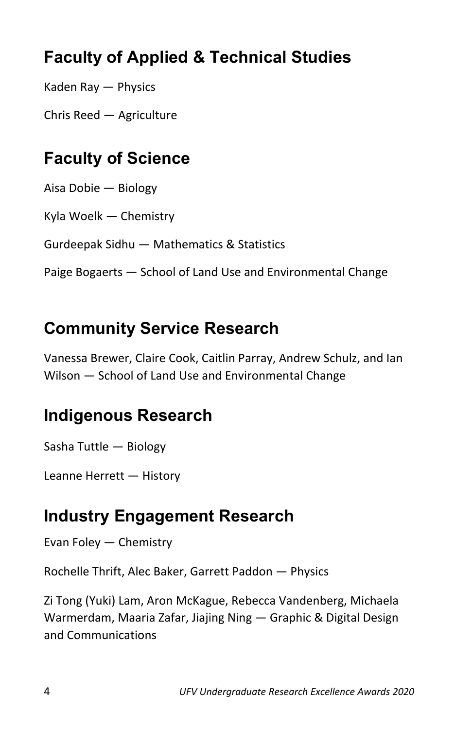## Faculty of Applied & Technical Studies

Kaden Ray — Physics

Chris Reed — Agriculture

## Faculty of Science

Aisa Dobie — Biology

Kyla Woelk — Chemistry

Gurdeepak Sidhu — Mathematics & Statistics

Paige Bogaerts — School of Land Use and Environmental Change

## Community Service Research

Vanessa Brewer, Claire Cook, Caitlin Parray, Andrew Schulz, and Ian Wilson — School of Land Use and Environmental Change

## Indigenous Research

Sasha Tuttle — Biology

Leanne Herrett — History

## Industry Engagement Research

Evan Foley — Chemistry

Rochelle Thrift, Alec Baker, Garrett Paddon — Physics

Zi Tong (Yuki) Lam, Aron McKague, Rebecca Vandenberg, Michaela Warmerdam, Maaria Zafar, Jiajing Ning — Graphic & Digital Design and Communications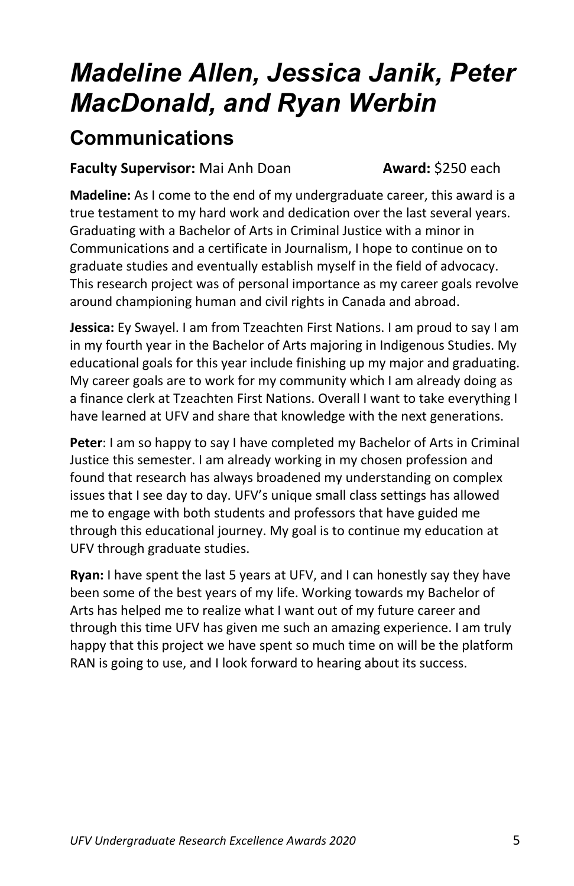# *Madeline Allen, Jessica Janik, Peter MacDonald, and Ryan Werbin*

## Communications

**Faculty Supervisor:** Mai Anh Doan **Award:** $250 each

**Madeline:** As I come to the end of my undergraduate career, this award is a true testament to my hard work and dedication over the last several years. Graduating with a Bachelor of Arts in Criminal Justice with a minor in Communications and a certificate in Journalism, I hope to continue on to graduate studies and eventually establish myself in the field of advocacy. This research project was of personal importance as my career goals revolve around championing human and civil rights in Canada and abroad.

**Jessica:** Ey Swayel. I am from Tzeachten First Nations. I am proud to say I am in my fourth year in the Bachelor of Arts majoring in Indigenous Studies. My educational goals for this year include finishing up my major and graduating. My career goals are to work for my community which I am already doing as a finance clerk at Tzeachten First Nations. Overall I want to take everything I have learned at UFV and share that knowledge with the next generations.

**Peter**: I am so happy to say I have completed my Bachelor of Arts in Criminal Justice this semester. I am already working in my chosen profession and found that research has always broadened my understanding on complex issues that I see day to day. UFV's unique small class settings has allowed me to engage with both students and professors that have guided me through this educational journey. My goal is to continue my education at UFV through graduate studies.

**Ryan:** I have spent the last 5 years at UFV, and I can honestly say they have been some of the best years of my life. Working towards my Bachelor of Arts has helped me to realize what I want out of my future career and through this time UFV has given me such an amazing experience. I am truly happy that this project we have spent so much time on will be the platform RAN is going to use, and I look forward to hearing about its success.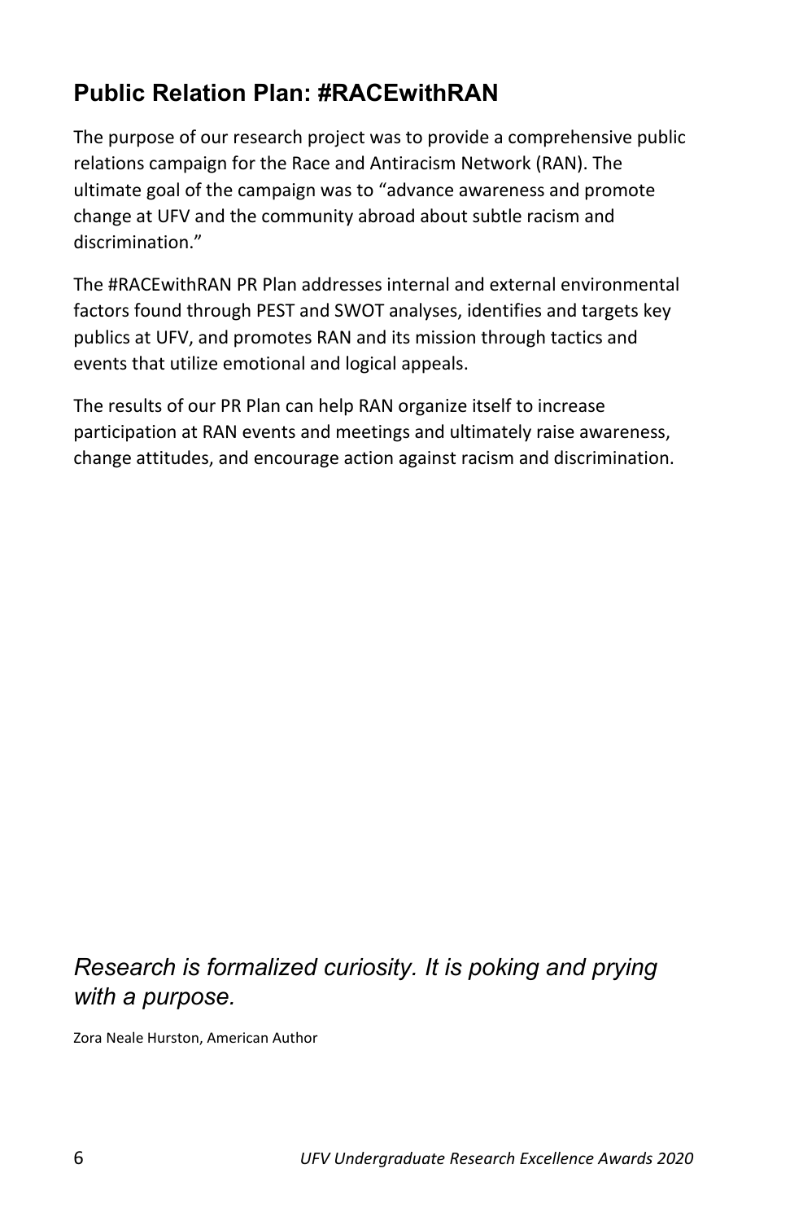## Public Relation Plan: #RACEwithRAN

The purpose of our research project was to provide a comprehensive public relations campaign for the Race and Antiracism Network (RAN). The ultimate goal of the campaign was to "advance awareness and promote change at UFV and the community abroad about subtle racism and discrimination."

The #RACEwithRAN PR Plan addresses internal and external environmental factors found through PEST and SWOT analyses, identifies and targets key publics at UFV, and promotes RAN and its mission through tactics and events that utilize emotional and logical appeals.

The results of our PR Plan can help RAN organize itself to increase participation at RAN events and meetings and ultimately raise awareness, change attitudes, and encourage action against racism and discrimination.

*Research is formalized curiosity. It is poking and prying with a purpose.*

Zora Neale Hurston, American Author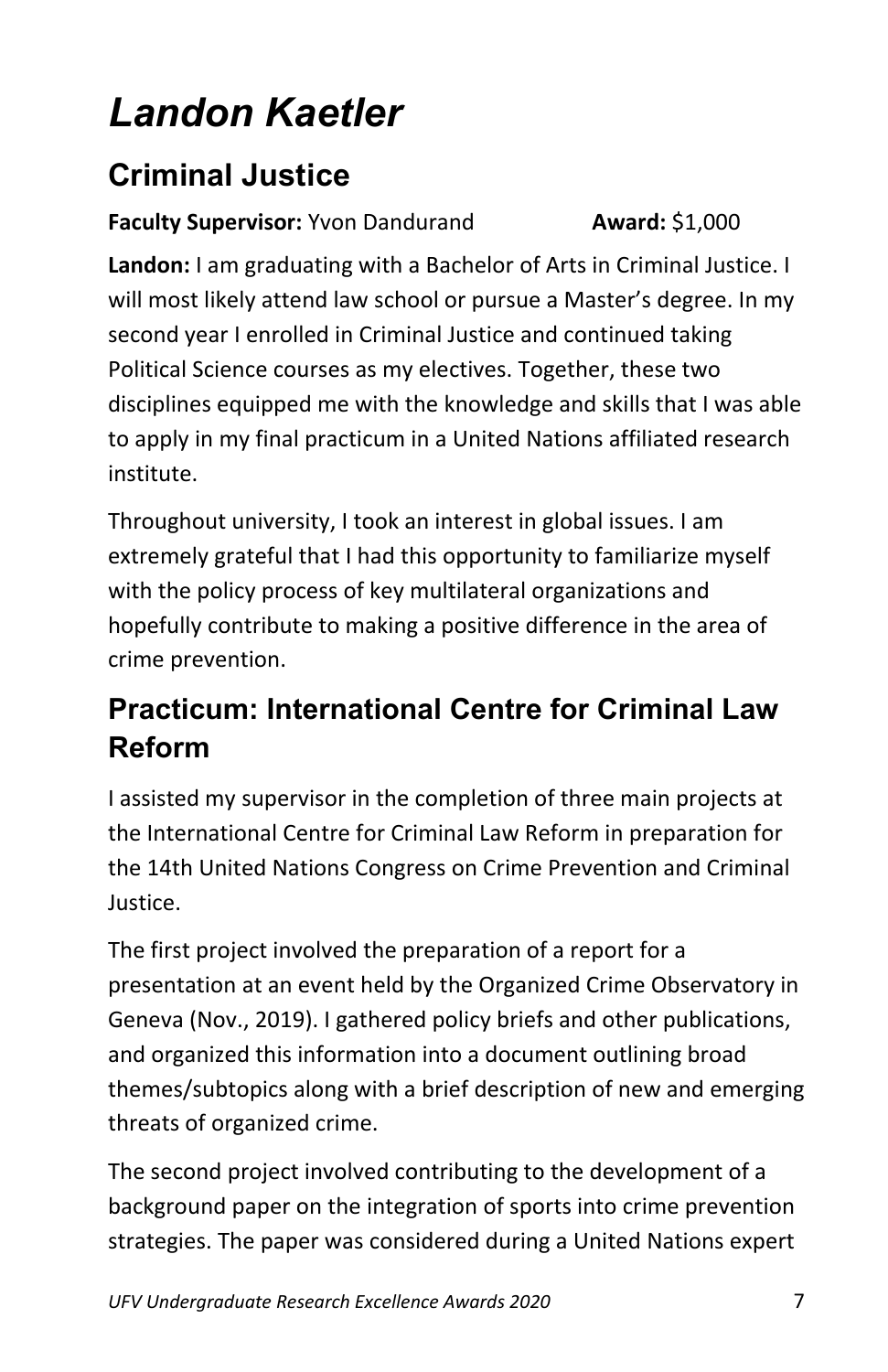# *Landon Kaetler*

## Criminal Justice

**Faculty Supervisor:** Yvon Dandurand **Award:** $1,000

**Landon:** I am graduating with a Bachelor of Arts in Criminal Justice. I will most likely attend law school or pursue a Master's degree. In my second year I enrolled in Criminal Justice and continued taking Political Science courses as my electives. Together, these two disciplines equipped me with the knowledge and skills that I was able to apply in my final practicum in a United Nations affiliated research institute.

Throughout university, I took an interest in global issues. I am extremely grateful that I had this opportunity to familiarize myself with the policy process of key multilateral organizations and hopefully contribute to making a positive difference in the area of crime prevention.

## Practicum: International Centre for Criminal Law Reform

I assisted my supervisor in the completion of three main projects at the International Centre for Criminal Law Reform in preparation for the 14th United Nations Congress on Crime Prevention and Criminal Justice.

The first project involved the preparation of a report for a presentation at an event held by the Organized Crime Observatory in Geneva (Nov., 2019). I gathered policy briefs and other publications, and organized this information into a document outlining broad themes/subtopics along with a brief description of new and emerging threats of organized crime.

The second project involved contributing to the development of a background paper on the integration of sports into crime prevention strategies. The paper was considered during a United Nations expert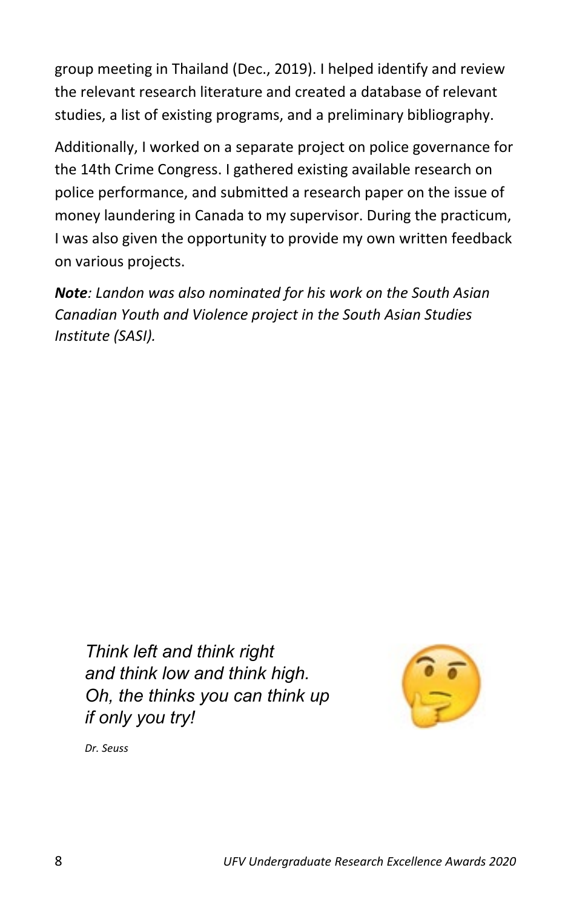group meeting in Thailand (Dec., 2019). I helped identify and review the relevant research literature and created a database of relevant studies, a list of existing programs, and a preliminary bibliography.

Additionally, I worked on a separate project on police governance for the 14th Crime Congress. I gathered existing available research on police performance, and submitted a research paper on the issue of money laundering in Canada to my supervisor. During the practicum, I was also given the opportunity to provide my own written feedback on various projects.

***Note**: Landon was also nominated for his work on the South Asian Canadian Youth and Violence project in the South Asian Studies Institute (SASI).*

*Think left and think right*
*and think low and think high.*
*Oh, the thinks you can think up*
*if only you try!*

*Dr. Seuss*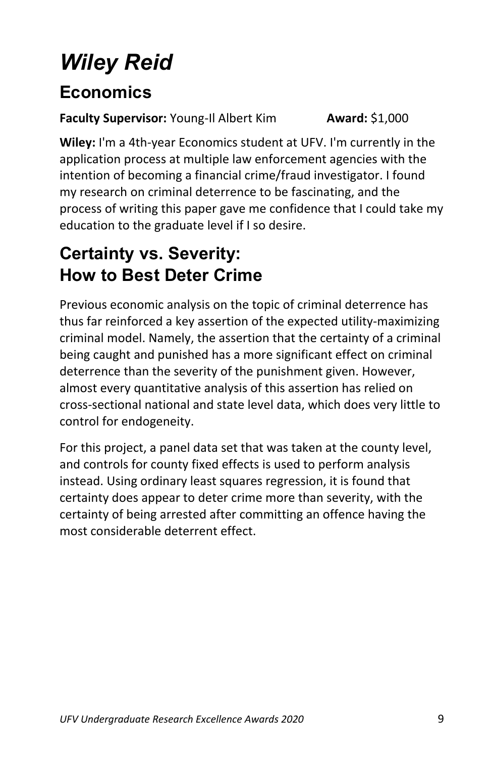# *Wiley Reid*

## Economics

**Faculty Supervisor:** Young-Il Albert Kim **Award:** $1,000

**Wiley:** I'm a 4th-year Economics student at UFV. I'm currently in the application process at multiple law enforcement agencies with the intention of becoming a financial crime/fraud investigator. I found my research on criminal deterrence to be fascinating, and the process of writing this paper gave me confidence that I could take my education to the graduate level if I so desire.

## Certainty vs. Severity: How to Best Deter Crime

Previous economic analysis on the topic of criminal deterrence has thus far reinforced a key assertion of the expected utility-maximizing criminal model. Namely, the assertion that the certainty of a criminal being caught and punished has a more significant effect on criminal deterrence than the severity of the punishment given. However, almost every quantitative analysis of this assertion has relied on cross-sectional national and state level data, which does very little to control for endogeneity.

For this project, a panel data set that was taken at the county level, and controls for county fixed effects is used to perform analysis instead. Using ordinary least squares regression, it is found that certainty does appear to deter crime more than severity, with the certainty of being arrested after committing an offence having the most considerable deterrent effect.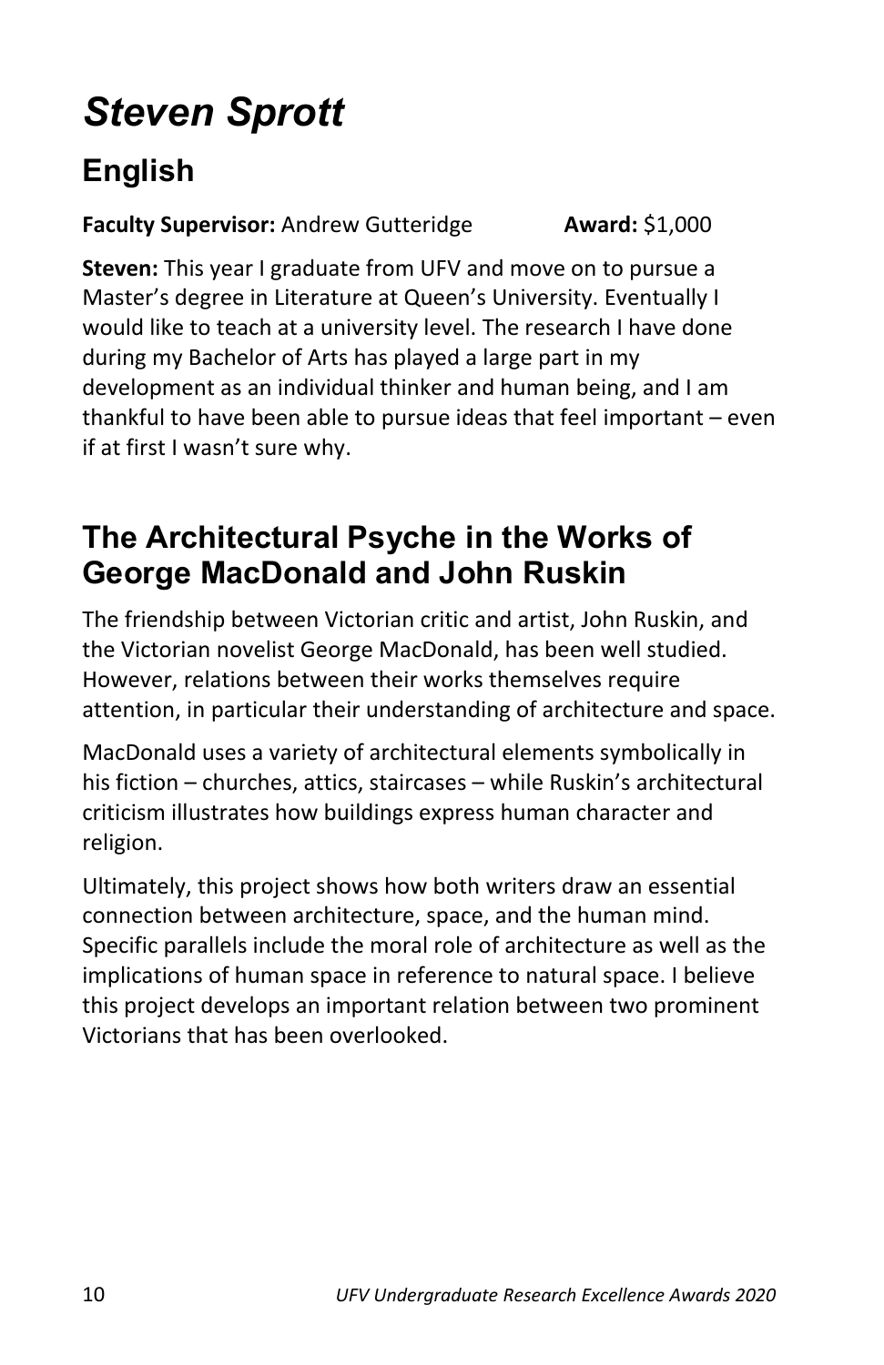# *Steven Sprott*

## English

**Faculty Supervisor:** Andrew Gutteridge **Award:** $1,000

**Steven:** This year I graduate from UFV and move on to pursue a Master's degree in Literature at Queen's University. Eventually I would like to teach at a university level. The research I have done during my Bachelor of Arts has played a large part in my development as an individual thinker and human being, and I am thankful to have been able to pursue ideas that feel important – even if at first I wasn't sure why.

## The Architectural Psyche in the Works of George MacDonald and John Ruskin

The friendship between Victorian critic and artist, John Ruskin, and the Victorian novelist George MacDonald, has been well studied. However, relations between their works themselves require attention, in particular their understanding of architecture and space.

MacDonald uses a variety of architectural elements symbolically in his fiction – churches, attics, staircases – while Ruskin's architectural criticism illustrates how buildings express human character and religion.

Ultimately, this project shows how both writers draw an essential connection between architecture, space, and the human mind. Specific parallels include the moral role of architecture as well as the implications of human space in reference to natural space. I believe this project develops an important relation between two prominent Victorians that has been overlooked.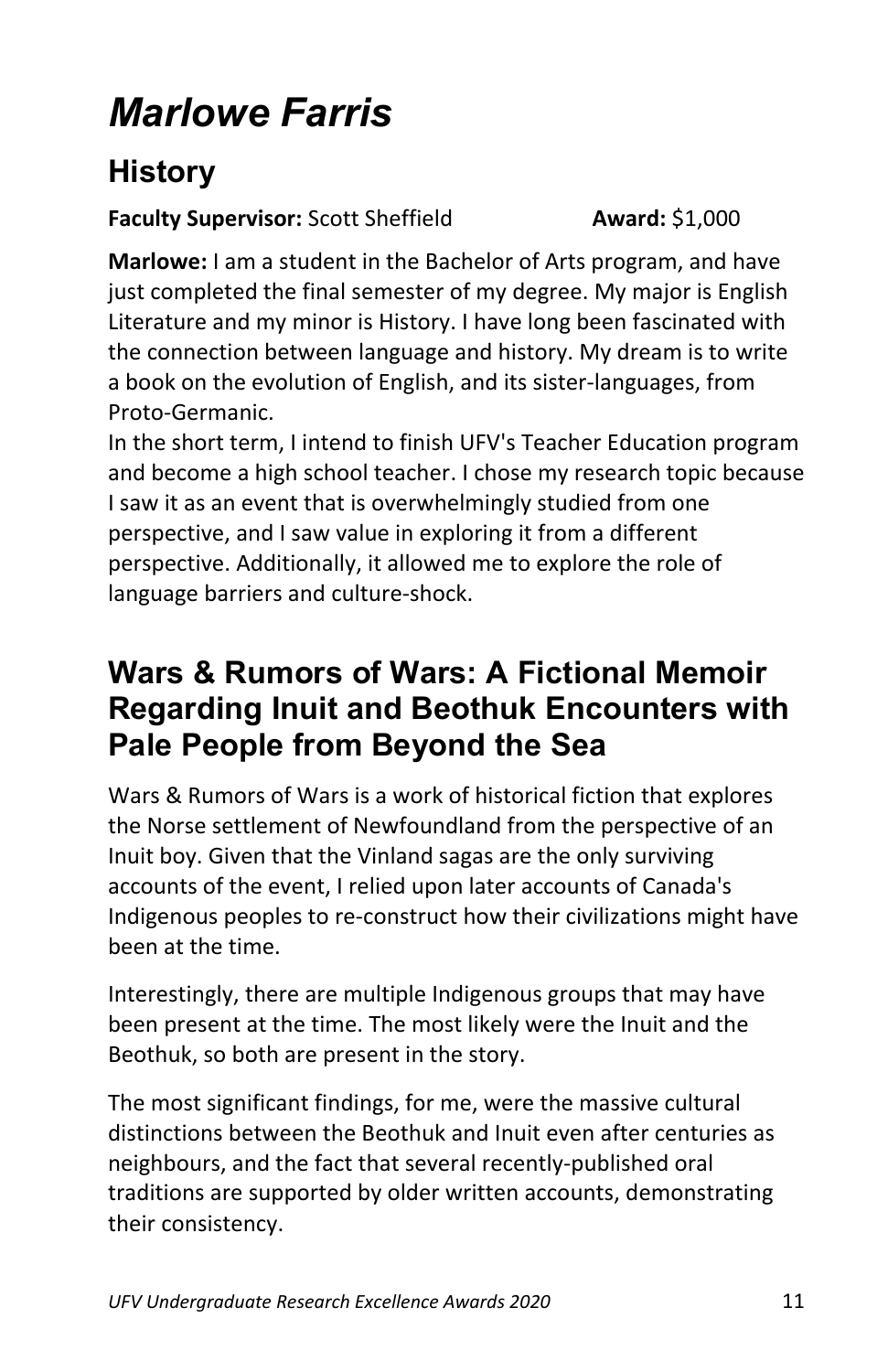# *Marlowe Farris*

## History

**Faculty Supervisor:** Scott Sheffield **Award:** $1,000

**Marlowe:** I am a student in the Bachelor of Arts program, and have just completed the final semester of my degree. My major is English Literature and my minor is History. I have long been fascinated with the connection between language and history. My dream is to write a book on the evolution of English, and its sister-languages, from Proto-Germanic.
In the short term, I intend to finish UFV's Teacher Education program and become a high school teacher. I chose my research topic because I saw it as an event that is overwhelmingly studied from one perspective, and I saw value in exploring it from a different perspective. Additionally, it allowed me to explore the role of language barriers and culture-shock.

## Wars & Rumors of Wars: A Fictional Memoir Regarding Inuit and Beothuk Encounters with Pale People from Beyond the Sea

Wars & Rumors of Wars is a work of historical fiction that explores the Norse settlement of Newfoundland from the perspective of an Inuit boy. Given that the Vinland sagas are the only surviving accounts of the event, I relied upon later accounts of Canada's Indigenous peoples to re-construct how their civilizations might have been at the time.

Interestingly, there are multiple Indigenous groups that may have been present at the time. The most likely were the Inuit and the Beothuk, so both are present in the story.

The most significant findings, for me, were the massive cultural distinctions between the Beothuk and Inuit even after centuries as neighbours, and the fact that several recently-published oral traditions are supported by older written accounts, demonstrating their consistency.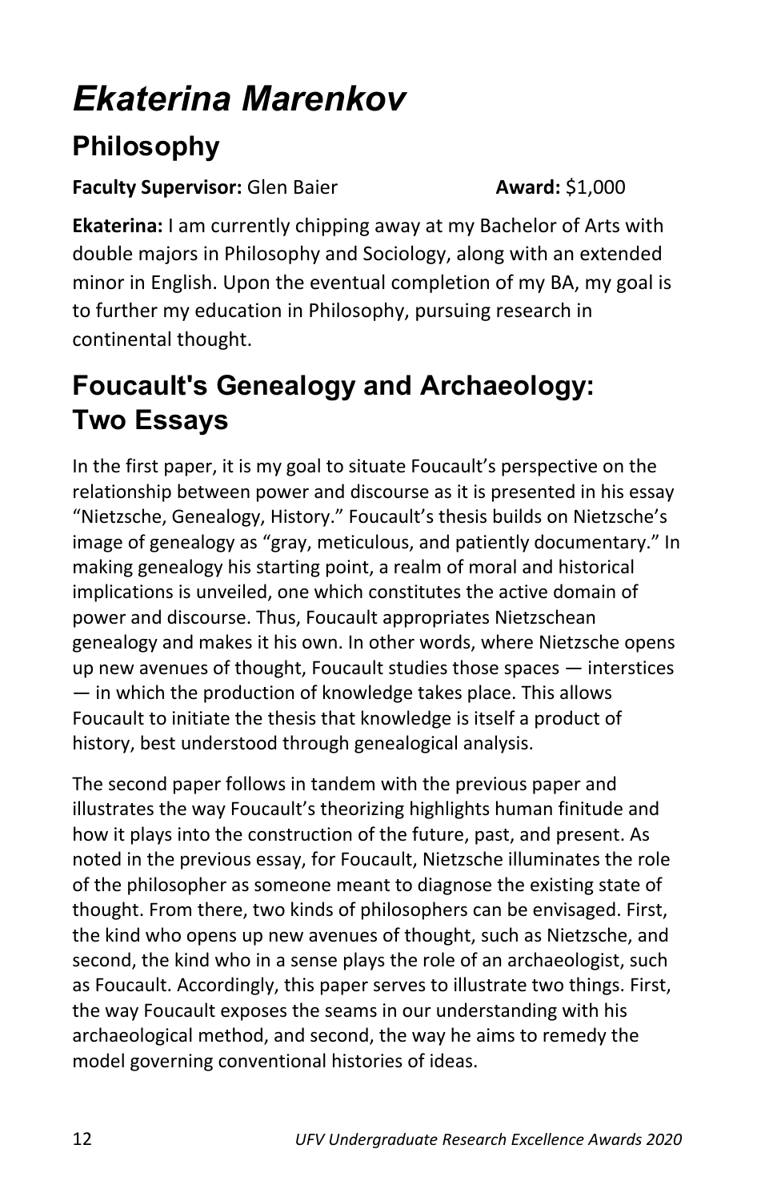# *Ekaterina Marenkov*

## Philosophy

**Faculty Supervisor:** Glen Baier **Award:** $1,000

**Ekaterina:** I am currently chipping away at my Bachelor of Arts with double majors in Philosophy and Sociology, along with an extended minor in English. Upon the eventual completion of my BA, my goal is to further my education in Philosophy, pursuing research in continental thought.

## Foucault's Genealogy and Archaeology: Two Essays

In the first paper, it is my goal to situate Foucault's perspective on the relationship between power and discourse as it is presented in his essay "Nietzsche, Genealogy, History." Foucault's thesis builds on Nietzsche's image of genealogy as "gray, meticulous, and patiently documentary." In making genealogy his starting point, a realm of moral and historical implications is unveiled, one which constitutes the active domain of power and discourse. Thus, Foucault appropriates Nietzschean genealogy and makes it his own. In other words, where Nietzsche opens up new avenues of thought, Foucault studies those spaces — interstices — in which the production of knowledge takes place. This allows Foucault to initiate the thesis that knowledge is itself a product of history, best understood through genealogical analysis.

The second paper follows in tandem with the previous paper and illustrates the way Foucault's theorizing highlights human finitude and how it plays into the construction of the future, past, and present. As noted in the previous essay, for Foucault, Nietzsche illuminates the role of the philosopher as someone meant to diagnose the existing state of thought. From there, two kinds of philosophers can be envisaged. First, the kind who opens up new avenues of thought, such as Nietzsche, and second, the kind who in a sense plays the role of an archaeologist, such as Foucault. Accordingly, this paper serves to illustrate two things. First, the way Foucault exposes the seams in our understanding with his archaeological method, and second, the way he aims to remedy the model governing conventional histories of ideas.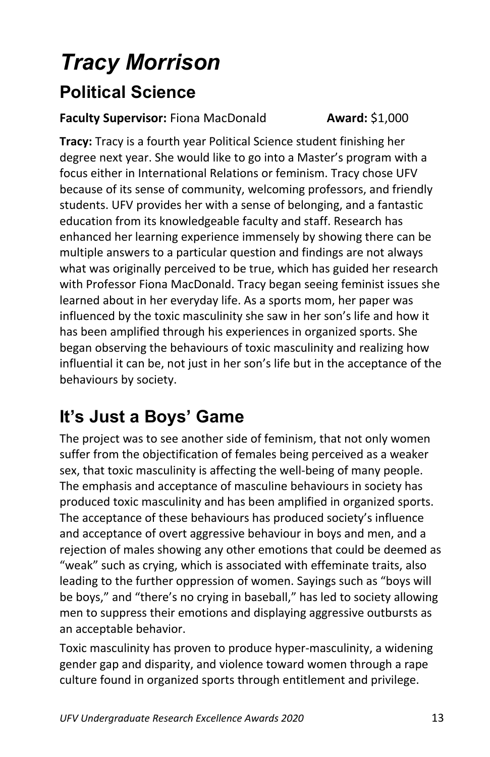# *Tracy Morrison*

## Political Science

**Faculty Supervisor:** Fiona MacDonald **Award:** $1,000

**Tracy:** Tracy is a fourth year Political Science student finishing her degree next year. She would like to go into a Master's program with a focus either in International Relations or feminism. Tracy chose UFV because of its sense of community, welcoming professors, and friendly students. UFV provides her with a sense of belonging, and a fantastic education from its knowledgeable faculty and staff. Research has enhanced her learning experience immensely by showing there can be multiple answers to a particular question and findings are not always what was originally perceived to be true, which has guided her research with Professor Fiona MacDonald. Tracy began seeing feminist issues she learned about in her everyday life. As a sports mom, her paper was influenced by the toxic masculinity she saw in her son's life and how it has been amplified through his experiences in organized sports. She began observing the behaviours of toxic masculinity and realizing how influential it can be, not just in her son's life but in the acceptance of the behaviours by society.

## It's Just a Boys' Game

The project was to see another side of feminism, that not only women suffer from the objectification of females being perceived as a weaker sex, that toxic masculinity is affecting the well-being of many people. The emphasis and acceptance of masculine behaviours in society has produced toxic masculinity and has been amplified in organized sports. The acceptance of these behaviours has produced society's influence and acceptance of overt aggressive behaviour in boys and men, and a rejection of males showing any other emotions that could be deemed as "weak" such as crying, which is associated with effeminate traits, also leading to the further oppression of women. Sayings such as "boys will be boys," and "there's no crying in baseball," has led to society allowing men to suppress their emotions and displaying aggressive outbursts as an acceptable behavior.

Toxic masculinity has proven to produce hyper-masculinity, a widening gender gap and disparity, and violence toward women through a rape culture found in organized sports through entitlement and privilege.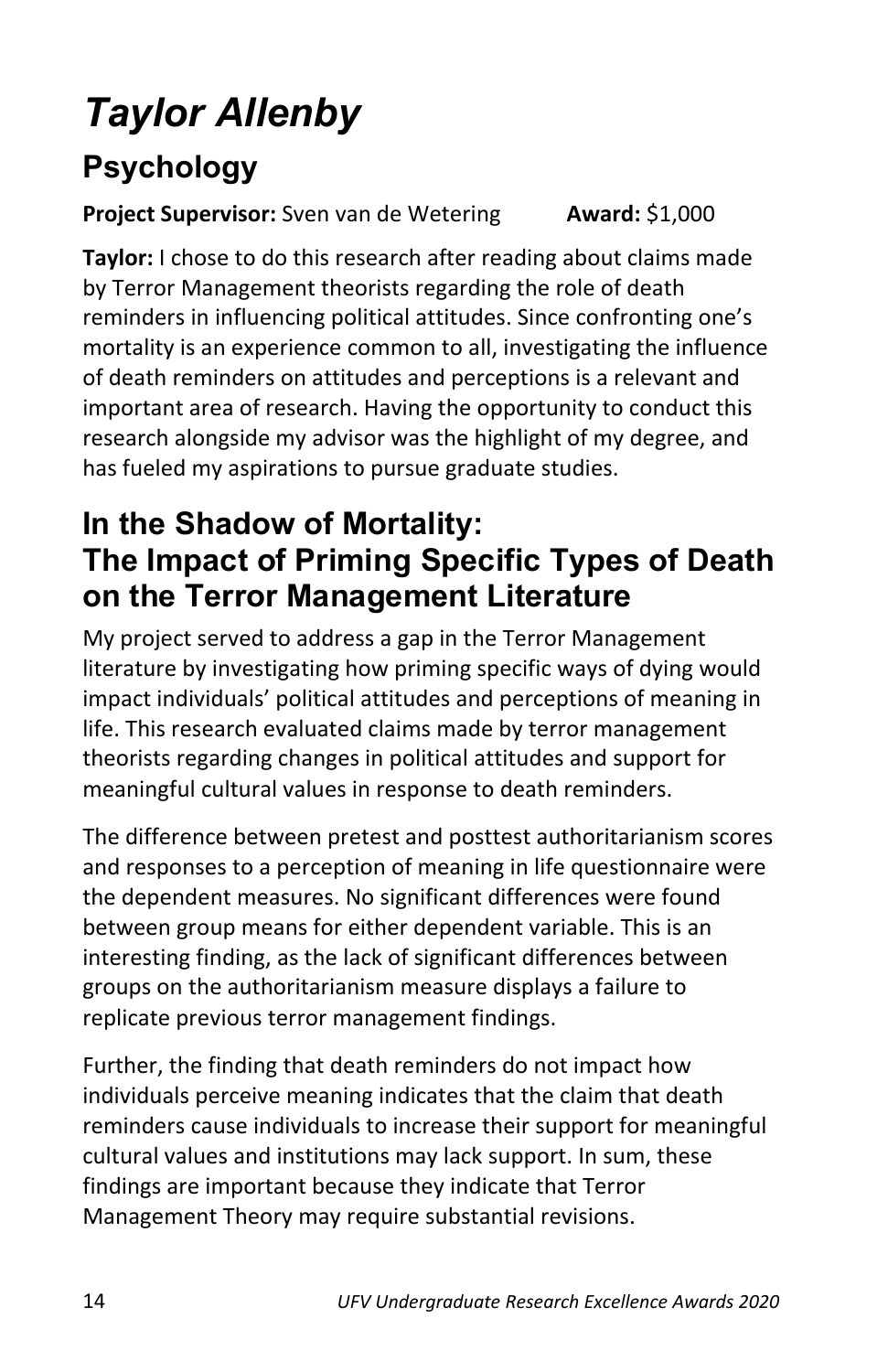# *Taylor Allenby*

## Psychology

**Project Supervisor:** Sven van de Wetering **Award:** $1,000

**Taylor:** I chose to do this research after reading about claims made by Terror Management theorists regarding the role of death reminders in influencing political attitudes. Since confronting one's mortality is an experience common to all, investigating the influence of death reminders on attitudes and perceptions is a relevant and important area of research. Having the opportunity to conduct this research alongside my advisor was the highlight of my degree, and has fueled my aspirations to pursue graduate studies.

## In the Shadow of Mortality: The Impact of Priming Specific Types of Death on the Terror Management Literature

My project served to address a gap in the Terror Management literature by investigating how priming specific ways of dying would impact individuals' political attitudes and perceptions of meaning in life. This research evaluated claims made by terror management theorists regarding changes in political attitudes and support for meaningful cultural values in response to death reminders.

The difference between pretest and posttest authoritarianism scores and responses to a perception of meaning in life questionnaire were the dependent measures. No significant differences were found between group means for either dependent variable. This is an interesting finding, as the lack of significant differences between groups on the authoritarianism measure displays a failure to replicate previous terror management findings.

Further, the finding that death reminders do not impact how individuals perceive meaning indicates that the claim that death reminders cause individuals to increase their support for meaningful cultural values and institutions may lack support. In sum, these findings are important because they indicate that Terror Management Theory may require substantial revisions.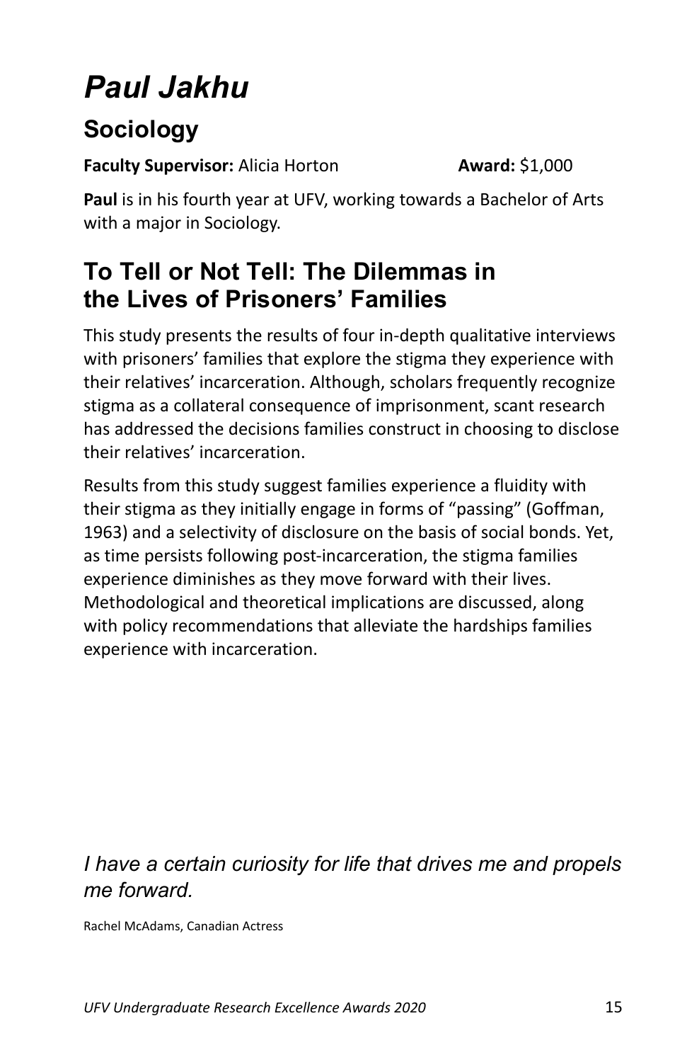# *Paul Jakhu*

## Sociology

**Faculty Supervisor:** Alicia Horton **Award:** $1,000

**Paul** is in his fourth year at UFV, working towards a Bachelor of Arts with a major in Sociology.

## To Tell or Not Tell: The Dilemmas in the Lives of Prisoners' Families

This study presents the results of four in-depth qualitative interviews with prisoners' families that explore the stigma they experience with their relatives' incarceration. Although, scholars frequently recognize stigma as a collateral consequence of imprisonment, scant research has addressed the decisions families construct in choosing to disclose their relatives' incarceration.

Results from this study suggest families experience a fluidity with their stigma as they initially engage in forms of "passing" (Goffman, 1963) and a selectivity of disclosure on the basis of social bonds. Yet, as time persists following post-incarceration, the stigma families experience diminishes as they move forward with their lives. Methodological and theoretical implications are discussed, along with policy recommendations that alleviate the hardships families experience with incarceration.

*I have a certain curiosity for life that drives me and propels me forward.*

Rachel McAdams, Canadian Actress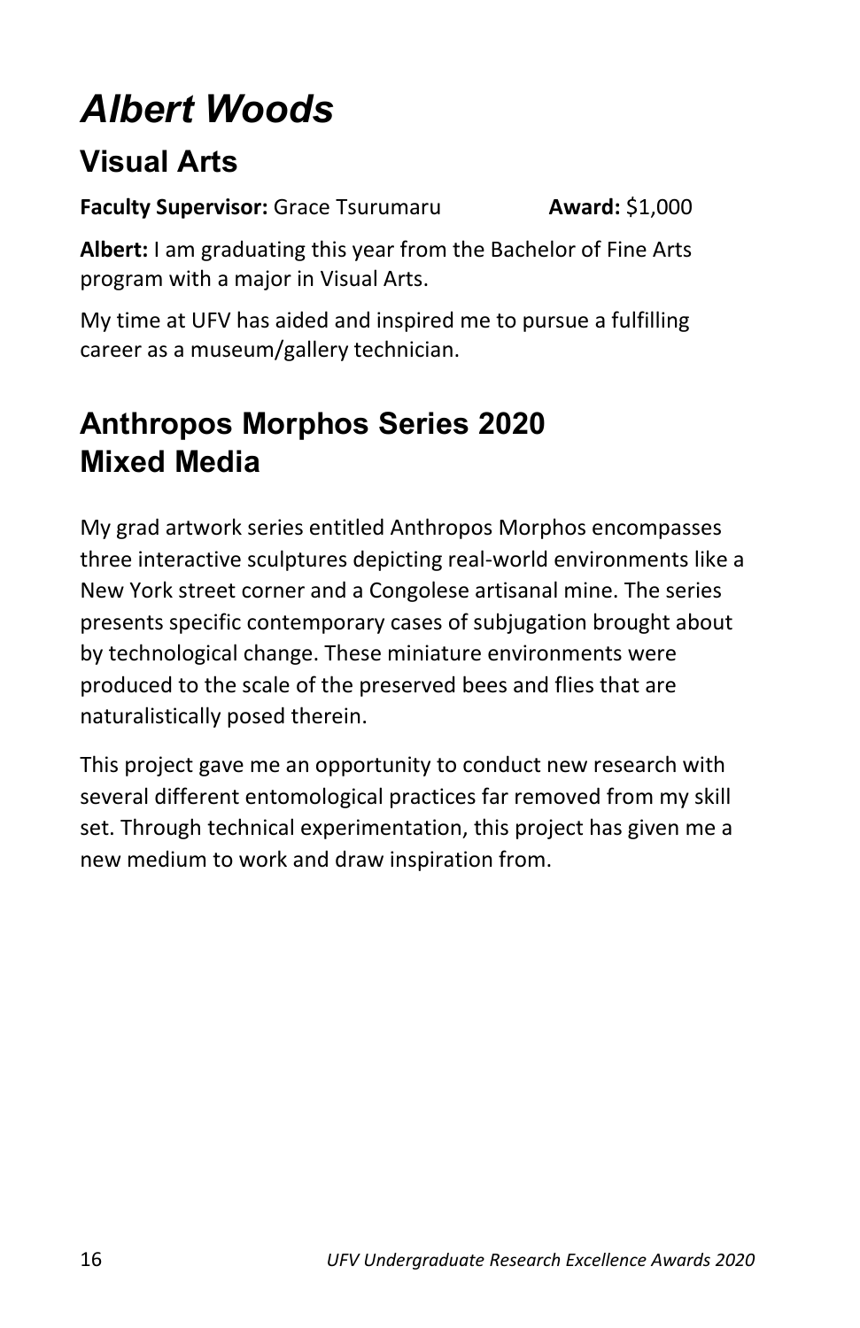# *Albert Woods*

## Visual Arts

**Faculty Supervisor:** Grace Tsurumaru **Award:** $1,000

**Albert:** I am graduating this year from the Bachelor of Fine Arts program with a major in Visual Arts.

My time at UFV has aided and inspired me to pursue a fulfilling career as a museum/gallery technician.

## Anthropos Morphos Series 2020
## Mixed Media

My grad artwork series entitled Anthropos Morphos encompasses three interactive sculptures depicting real-world environments like a New York street corner and a Congolese artisanal mine. The series presents specific contemporary cases of subjugation brought about by technological change. These miniature environments were produced to the scale of the preserved bees and flies that are naturalistically posed therein.

This project gave me an opportunity to conduct new research with several different entomological practices far removed from my skill set. Through technical experimentation, this project has given me a new medium to work and draw inspiration from.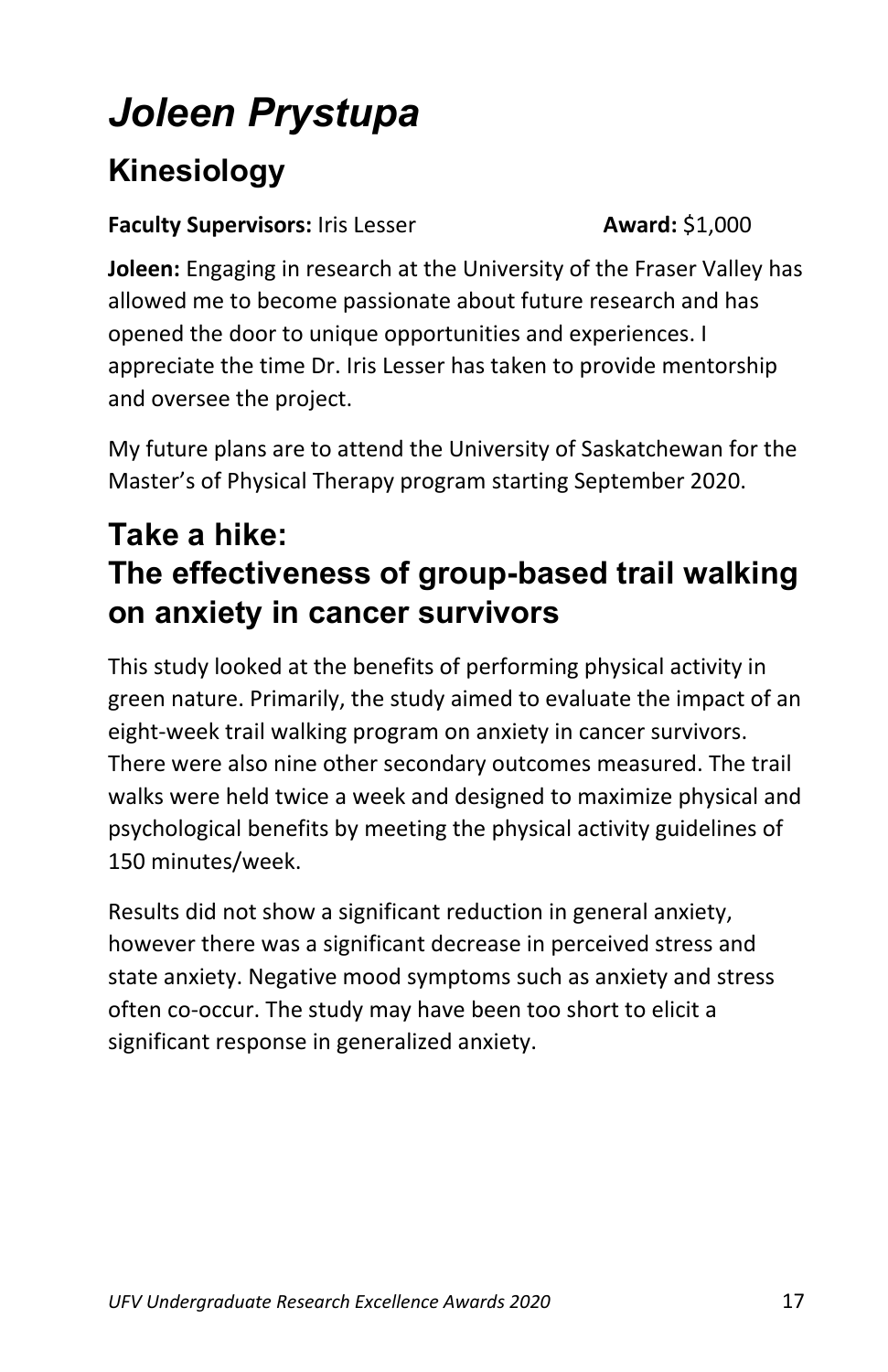# *Joleen Prystupa*

## Kinesiology

**Faculty Supervisors:** Iris Lesser **Award:** $1,000

**Joleen:** Engaging in research at the University of the Fraser Valley has allowed me to become passionate about future research and has opened the door to unique opportunities and experiences. I appreciate the time Dr. Iris Lesser has taken to provide mentorship and oversee the project.

My future plans are to attend the University of Saskatchewan for the Master's of Physical Therapy program starting September 2020.

## Take a hike: The effectiveness of group-based trail walking on anxiety in cancer survivors

This study looked at the benefits of performing physical activity in green nature. Primarily, the study aimed to evaluate the impact of an eight-week trail walking program on anxiety in cancer survivors. There were also nine other secondary outcomes measured. The trail walks were held twice a week and designed to maximize physical and psychological benefits by meeting the physical activity guidelines of 150 minutes/week.

Results did not show a significant reduction in general anxiety, however there was a significant decrease in perceived stress and state anxiety. Negative mood symptoms such as anxiety and stress often co-occur. The study may have been too short to elicit a significant response in generalized anxiety.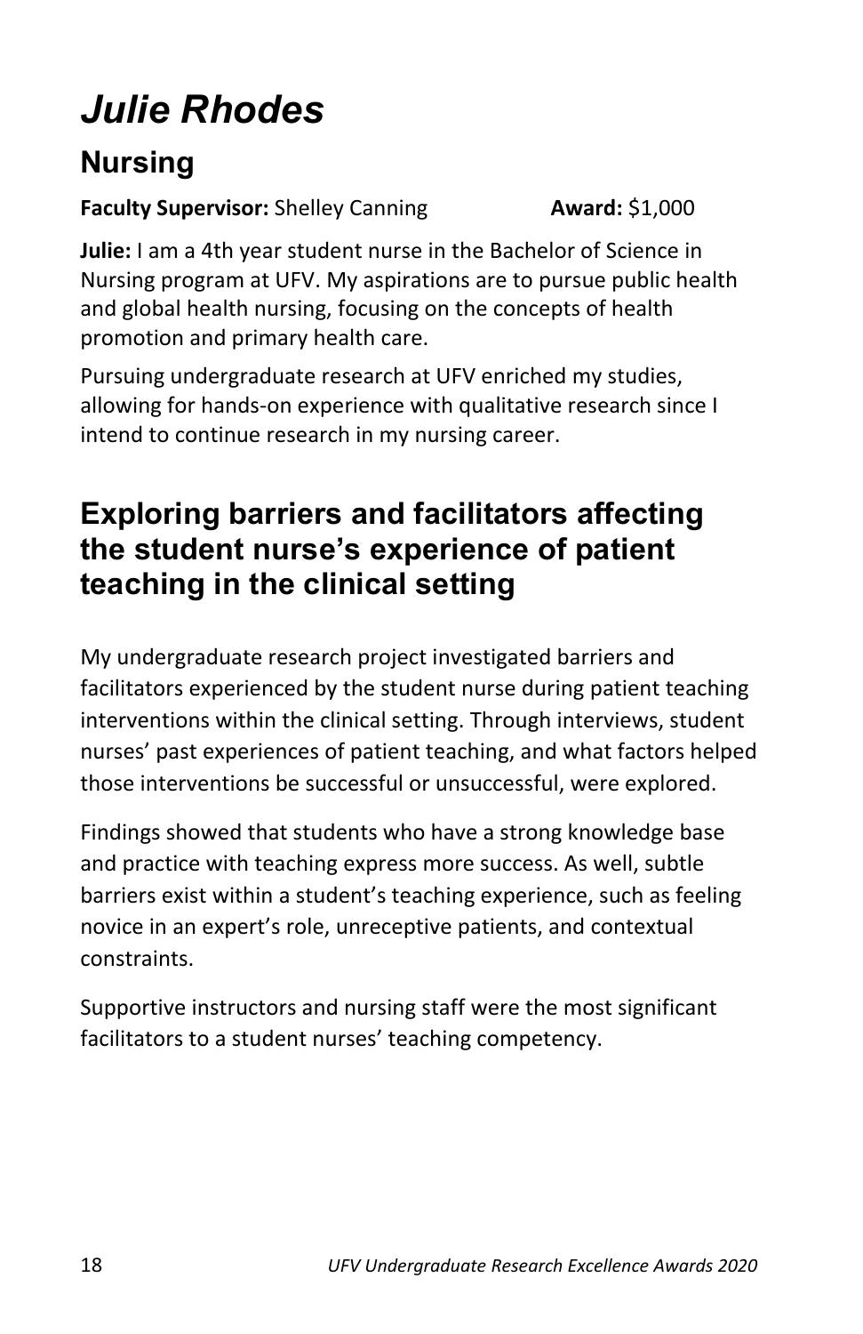# *Julie Rhodes*

## Nursing

**Faculty Supervisor:** Shelley Canning **Award:** $1,000

**Julie:** I am a 4th year student nurse in the Bachelor of Science in Nursing program at UFV. My aspirations are to pursue public health and global health nursing, focusing on the concepts of health promotion and primary health care.

Pursuing undergraduate research at UFV enriched my studies, allowing for hands-on experience with qualitative research since I intend to continue research in my nursing career.

## Exploring barriers and facilitators affecting the student nurse's experience of patient teaching in the clinical setting

My undergraduate research project investigated barriers and facilitators experienced by the student nurse during patient teaching interventions within the clinical setting. Through interviews, student nurses' past experiences of patient teaching, and what factors helped those interventions be successful or unsuccessful, were explored.

Findings showed that students who have a strong knowledge base and practice with teaching express more success. As well, subtle barriers exist within a student's teaching experience, such as feeling novice in an expert's role, unreceptive patients, and contextual constraints.

Supportive instructors and nursing staff were the most significant facilitators to a student nurses' teaching competency.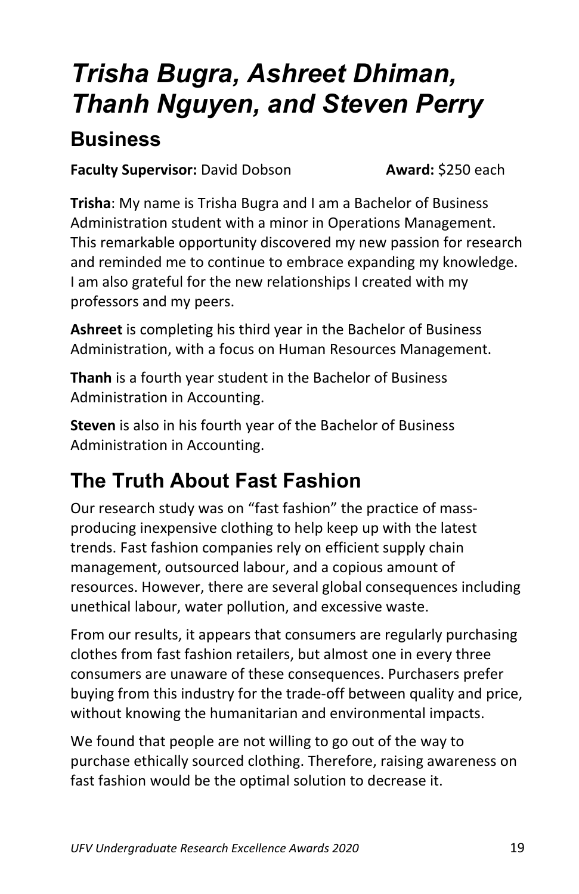# *Trisha Bugra, Ashreet Dhiman, Thanh Nguyen, and Steven Perry*

## Business

**Faculty Supervisor:** David Dobson **Award:** $250 each

**Trisha**: My name is Trisha Bugra and I am a Bachelor of Business Administration student with a minor in Operations Management. This remarkable opportunity discovered my new passion for research and reminded me to continue to embrace expanding my knowledge. I am also grateful for the new relationships I created with my professors and my peers.

**Ashreet** is completing his third year in the Bachelor of Business Administration, with a focus on Human Resources Management.

**Thanh** is a fourth year student in the Bachelor of Business Administration in Accounting.

**Steven** is also in his fourth year of the Bachelor of Business Administration in Accounting.

## The Truth About Fast Fashion

Our research study was on "fast fashion" the practice of mass-producing inexpensive clothing to help keep up with the latest trends. Fast fashion companies rely on efficient supply chain management, outsourced labour, and a copious amount of resources. However, there are several global consequences including unethical labour, water pollution, and excessive waste.

From our results, it appears that consumers are regularly purchasing clothes from fast fashion retailers, but almost one in every three consumers are unaware of these consequences. Purchasers prefer buying from this industry for the trade-off between quality and price, without knowing the humanitarian and environmental impacts.

We found that people are not willing to go out of the way to purchase ethically sourced clothing. Therefore, raising awareness on fast fashion would be the optimal solution to decrease it.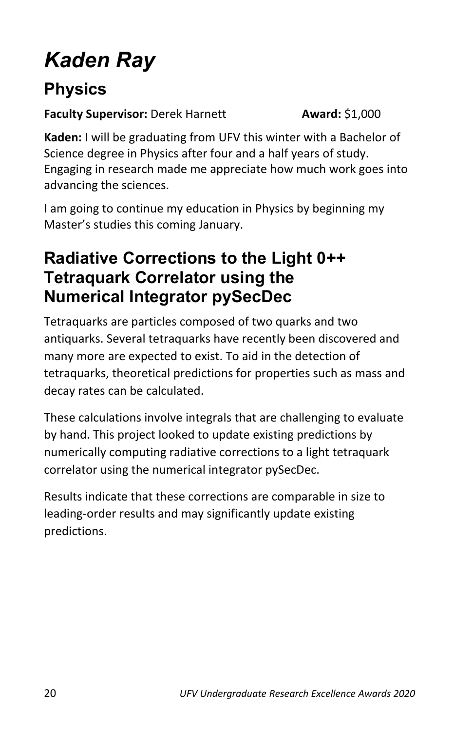# *Kaden Ray*

## Physics

**Faculty Supervisor:** Derek Harnett **Award:** $1,000

**Kaden:** I will be graduating from UFV this winter with a Bachelor of Science degree in Physics after four and a half years of study. Engaging in research made me appreciate how much work goes into advancing the sciences.

I am going to continue my education in Physics by beginning my Master's studies this coming January.

## Radiative Corrections to the Light 0++ Tetraquark Correlator using the Numerical Integrator pySecDec

Tetraquarks are particles composed of two quarks and two antiquarks. Several tetraquarks have recently been discovered and many more are expected to exist. To aid in the detection of tetraquarks, theoretical predictions for properties such as mass and decay rates can be calculated.

These calculations involve integrals that are challenging to evaluate by hand. This project looked to update existing predictions by numerically computing radiative corrections to a light tetraquark correlator using the numerical integrator pySecDec.

Results indicate that these corrections are comparable in size to leading-order results and may significantly update existing predictions.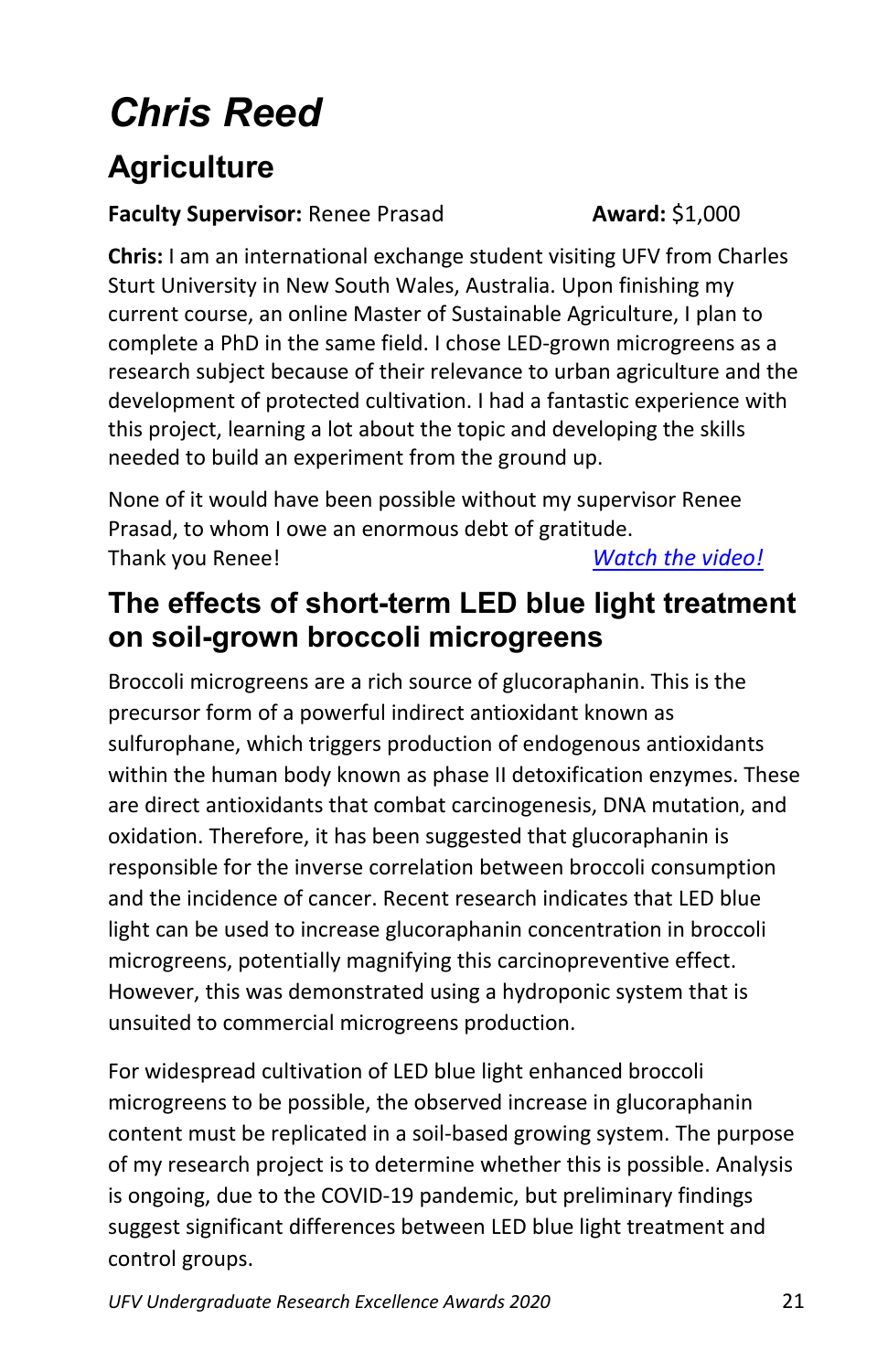# *Chris Reed*

## Agriculture

**Faculty Supervisor:** Renee Prasad **Award:** $1,000

**Chris:** I am an international exchange student visiting UFV from Charles Sturt University in New South Wales, Australia. Upon finishing my current course, an online Master of Sustainable Agriculture, I plan to complete a PhD in the same field. I chose LED-grown microgreens as a research subject because of their relevance to urban agriculture and the development of protected cultivation. I had a fantastic experience with this project, learning a lot about the topic and developing the skills needed to build an experiment from the ground up.

None of it would have been possible without my supervisor Renee Prasad, to whom I owe an enormous debt of gratitude. Thank you Renee!

*Watch the video!*

## The effects of short-term LED blue light treatment on soil-grown broccoli microgreens

Broccoli microgreens are a rich source of glucoraphanin. This is the precursor form of a powerful indirect antioxidant known as sulfurophane, which triggers production of endogenous antioxidants within the human body known as phase II detoxification enzymes. These are direct antioxidants that combat carcinogenesis, DNA mutation, and oxidation. Therefore, it has been suggested that glucoraphanin is responsible for the inverse correlation between broccoli consumption and the incidence of cancer. Recent research indicates that LED blue light can be used to increase glucoraphanin concentration in broccoli microgreens, potentially magnifying this carcinopreventive effect. However, this was demonstrated using a hydroponic system that is unsuited to commercial microgreens production.

For widespread cultivation of LED blue light enhanced broccoli microgreens to be possible, the observed increase in glucoraphanin content must be replicated in a soil-based growing system. The purpose of my research project is to determine whether this is possible. Analysis is ongoing, due to the COVID-19 pandemic, but preliminary findings suggest significant differences between LED blue light treatment and control groups.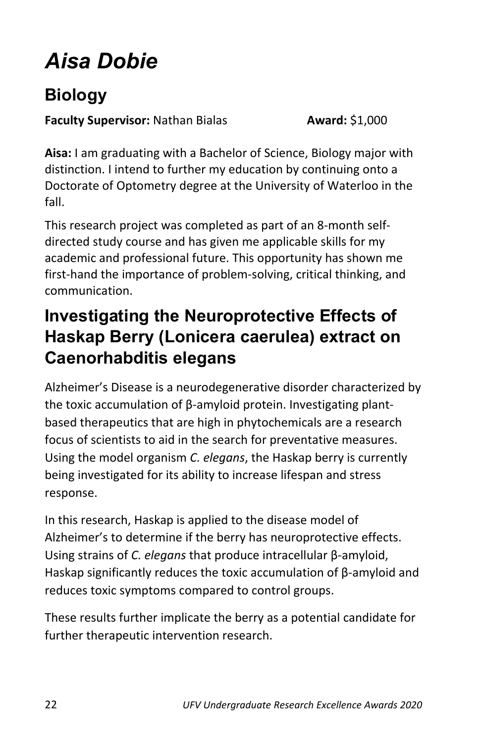# *Aisa Dobie*

## Biology

**Faculty Supervisor:** Nathan Bialas **Award:** $1,000

**Aisa:** I am graduating with a Bachelor of Science, Biology major with distinction. I intend to further my education by continuing onto a Doctorate of Optometry degree at the University of Waterloo in the fall.

This research project was completed as part of an 8-month self-directed study course and has given me applicable skills for my academic and professional future. This opportunity has shown me first-hand the importance of problem-solving, critical thinking, and communication.

## Investigating the Neuroprotective Effects of Haskap Berry (Lonicera caerulea) extract on Caenorhabditis elegans

Alzheimer's Disease is a neurodegenerative disorder characterized by the toxic accumulation of β-amyloid protein. Investigating plant-based therapeutics that are high in phytochemicals are a research focus of scientists to aid in the search for preventative measures. Using the model organism *C. elegans*, the Haskap berry is currently being investigated for its ability to increase lifespan and stress response.

In this research, Haskap is applied to the disease model of Alzheimer's to determine if the berry has neuroprotective effects. Using strains of *C. elegans* that produce intracellular β-amyloid, Haskap significantly reduces the toxic accumulation of β-amyloid and reduces toxic symptoms compared to control groups.

These results further implicate the berry as a potential candidate for further therapeutic intervention research.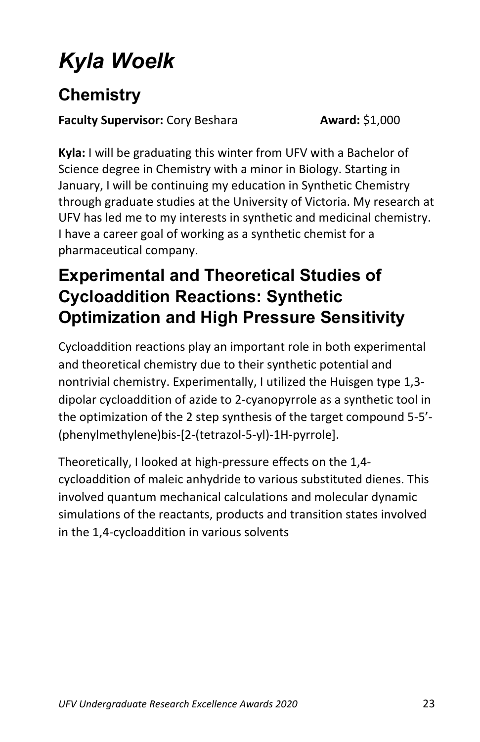# *Kyla Woelk*

## Chemistry

**Faculty Supervisor:** Cory Beshara **Award:** $1,000

**Kyla:** I will be graduating this winter from UFV with a Bachelor of Science degree in Chemistry with a minor in Biology. Starting in January, I will be continuing my education in Synthetic Chemistry through graduate studies at the University of Victoria. My research at UFV has led me to my interests in synthetic and medicinal chemistry. I have a career goal of working as a synthetic chemist for a pharmaceutical company.

## Experimental and Theoretical Studies of Cycloaddition Reactions: Synthetic Optimization and High Pressure Sensitivity

Cycloaddition reactions play an important role in both experimental and theoretical chemistry due to their synthetic potential and nontrivial chemistry. Experimentally, I utilized the Huisgen type 1,3-dipolar cycloaddition of azide to 2-cyanopyrrole as a synthetic tool in the optimization of the 2 step synthesis of the target compound 5-5'-(phenylmethylene)bis-[2-(tetrazol-5-yl)-1H-pyrrole].

Theoretically, I looked at high-pressure effects on the 1,4-cycloaddition of maleic anhydride to various substituted dienes. This involved quantum mechanical calculations and molecular dynamic simulations of the reactants, products and transition states involved in the 1,4-cycloaddition in various solvents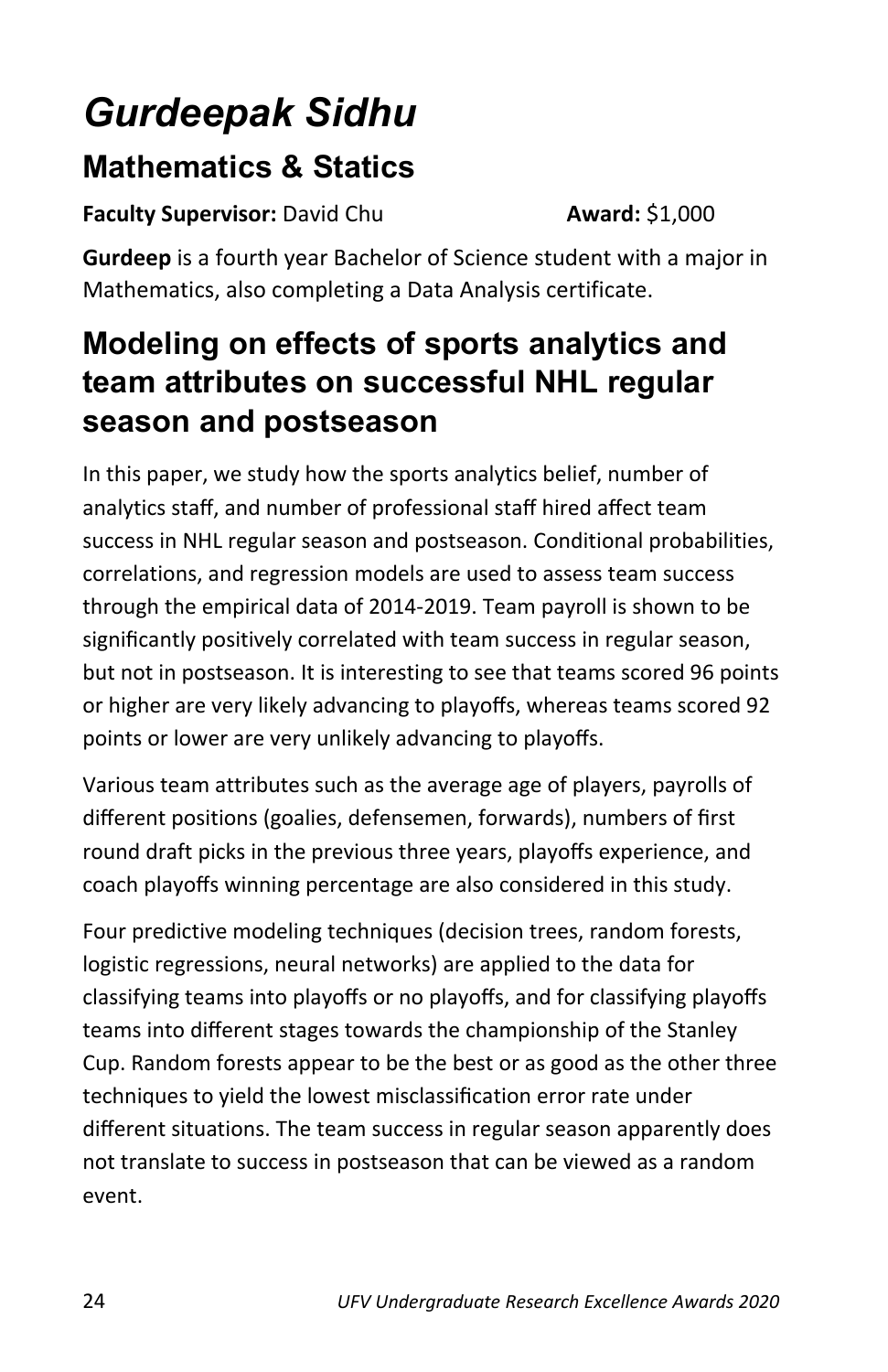# *Gurdeepak Sidhu*

## Mathematics & Statics

**Faculty Supervisor:** David Chu **Award:** $1,000

**Gurdeep** is a fourth year Bachelor of Science student with a major in Mathematics, also completing a Data Analysis certificate.

## Modeling on effects of sports analytics and team attributes on successful NHL regular season and postseason

In this paper, we study how the sports analytics belief, number of analytics staff, and number of professional staff hired affect team success in NHL regular season and postseason. Conditional probabilities, correlations, and regression models are used to assess team success through the empirical data of 2014-2019. Team payroll is shown to be significantly positively correlated with team success in regular season, but not in postseason. It is interesting to see that teams scored 96 points or higher are very likely advancing to playoffs, whereas teams scored 92 points or lower are very unlikely advancing to playoffs.

Various team attributes such as the average age of players, payrolls of different positions (goalies, defensemen, forwards), numbers of first round draft picks in the previous three years, playoffs experience, and coach playoffs winning percentage are also considered in this study.

Four predictive modeling techniques (decision trees, random forests, logistic regressions, neural networks) are applied to the data for classifying teams into playoffs or no playoffs, and for classifying playoffs teams into different stages towards the championship of the Stanley Cup. Random forests appear to be the best or as good as the other three techniques to yield the lowest misclassification error rate under different situations. The team success in regular season apparently does not translate to success in postseason that can be viewed as a random event.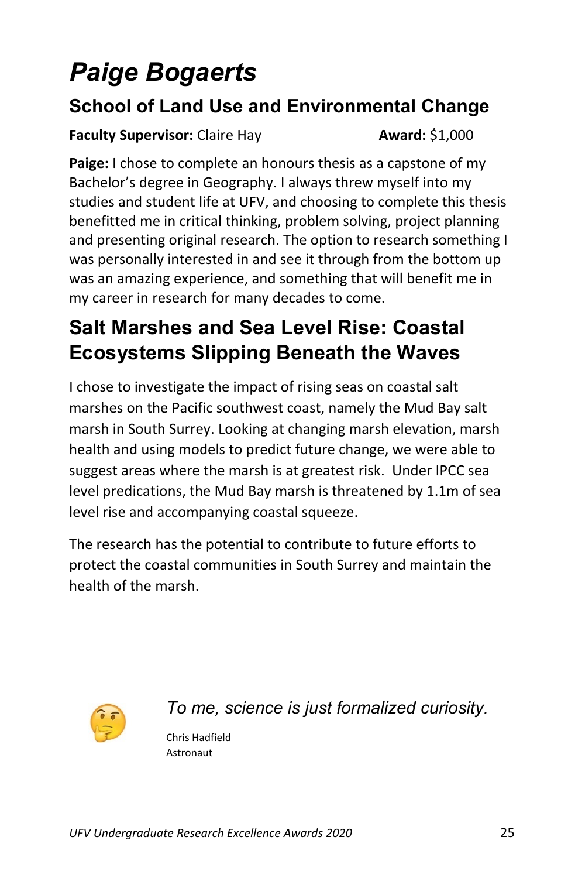# *Paige Bogaerts*

## School of Land Use and Environmental Change

**Faculty Supervisor:** Claire Hay **Award:** $1,000

**Paige:** I chose to complete an honours thesis as a capstone of my Bachelor's degree in Geography. I always threw myself into my studies and student life at UFV, and choosing to complete this thesis benefitted me in critical thinking, problem solving, project planning and presenting original research. The option to research something I was personally interested in and see it through from the bottom up was an amazing experience, and something that will benefit me in my career in research for many decades to come.

## Salt Marshes and Sea Level Rise: Coastal Ecosystems Slipping Beneath the Waves

I chose to investigate the impact of rising seas on coastal salt marshes on the Pacific southwest coast, namely the Mud Bay salt marsh in South Surrey. Looking at changing marsh elevation, marsh health and using models to predict future change, we were able to suggest areas where the marsh is at greatest risk. Under IPCC sea level predications, the Mud Bay marsh is threatened by 1.1m of sea level rise and accompanying coastal squeeze.

The research has the potential to contribute to future efforts to protect the coastal communities in South Surrey and maintain the health of the marsh.

*To me, science is just formalized curiosity.*

Chris Hadfield
Astronaut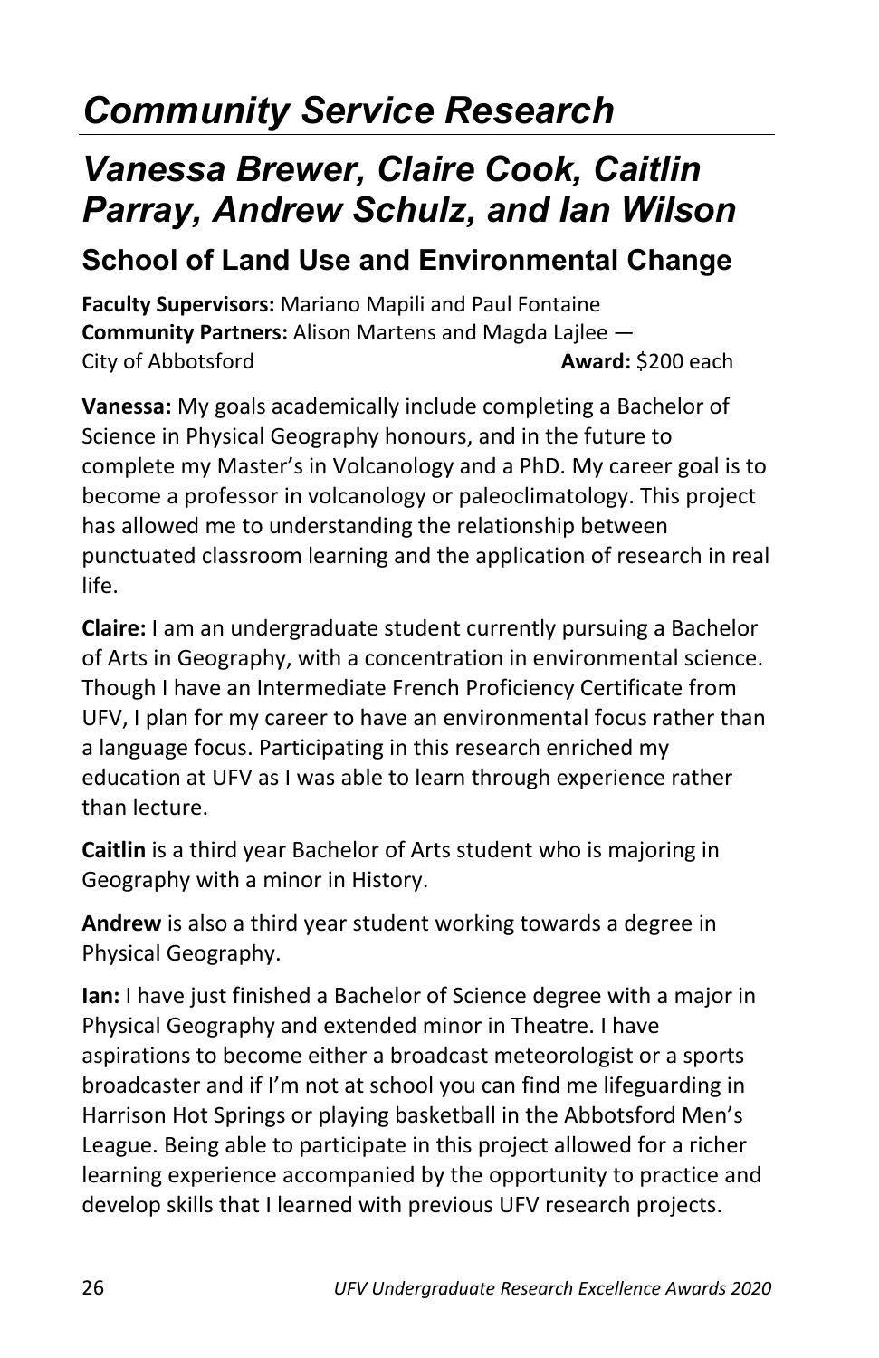# *Community Service Research*

## *Vanessa Brewer, Claire Cook, Caitlin Parray, Andrew Schulz, and Ian Wilson*

### School of Land Use and Environmental Change

**Faculty Supervisors:** Mariano Mapili and Paul Fontaine
**Community Partners:** Alison Martens and Magda Lajlee — City of Abbotsford
**Award:** $200 each

**Vanessa:** My goals academically include completing a Bachelor of Science in Physical Geography honours, and in the future to complete my Master's in Volcanology and a PhD. My career goal is to become a professor in volcanology or paleoclimatology. This project has allowed me to understanding the relationship between punctuated classroom learning and the application of research in real life.

**Claire:** I am an undergraduate student currently pursuing a Bachelor of Arts in Geography, with a concentration in environmental science. Though I have an Intermediate French Proficiency Certificate from UFV, I plan for my career to have an environmental focus rather than a language focus. Participating in this research enriched my education at UFV as I was able to learn through experience rather than lecture.

**Caitlin** is a third year Bachelor of Arts student who is majoring in Geography with a minor in History.

**Andrew** is also a third year student working towards a degree in Physical Geography.

**Ian:** I have just finished a Bachelor of Science degree with a major in Physical Geography and extended minor in Theatre. I have aspirations to become either a broadcast meteorologist or a sports broadcaster and if I'm not at school you can find me lifeguarding in Harrison Hot Springs or playing basketball in the Abbotsford Men's League. Being able to participate in this project allowed for a richer learning experience accompanied by the opportunity to practice and develop skills that I learned with previous UFV research projects.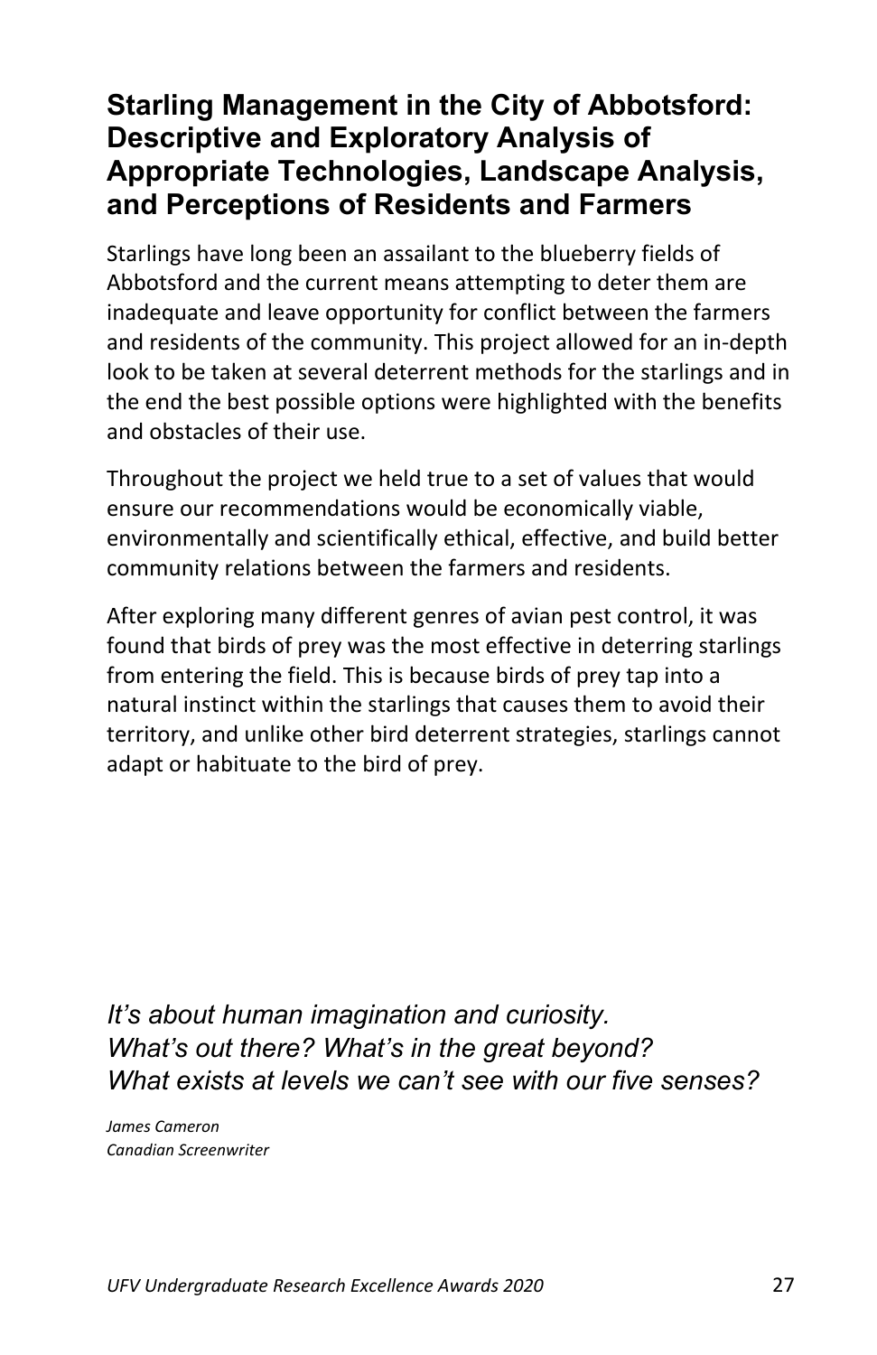## Starling Management in the City of Abbotsford: Descriptive and Exploratory Analysis of Appropriate Technologies, Landscape Analysis, and Perceptions of Residents and Farmers

Starlings have long been an assailant to the blueberry fields of Abbotsford and the current means attempting to deter them are inadequate and leave opportunity for conflict between the farmers and residents of the community. This project allowed for an in-depth look to be taken at several deterrent methods for the starlings and in the end the best possible options were highlighted with the benefits and obstacles of their use.

Throughout the project we held true to a set of values that would ensure our recommendations would be economically viable, environmentally and scientifically ethical, effective, and build better community relations between the farmers and residents.

After exploring many different genres of avian pest control, it was found that birds of prey was the most effective in deterring starlings from entering the field. This is because birds of prey tap into a natural instinct within the starlings that causes them to avoid their territory, and unlike other bird deterrent strategies, starlings cannot adapt or habituate to the bird of prey.

*It's about human imagination and curiosity.*
*What's out there? What's in the great beyond?*
*What exists at levels we can't see with our five senses?*

*James Cameron*
*Canadian Screenwriter*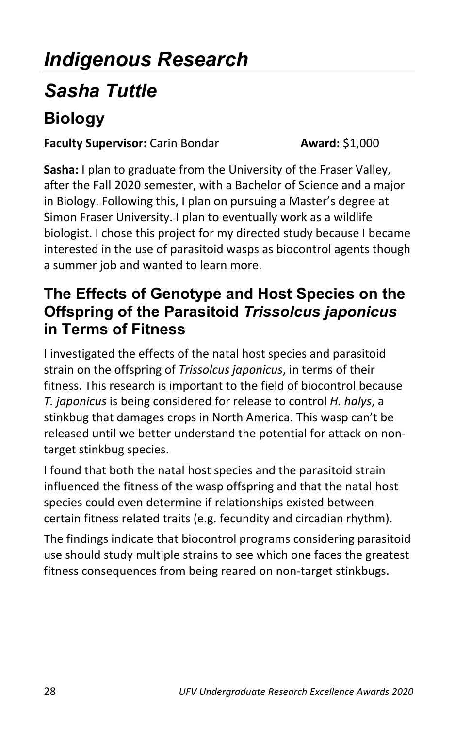# *Indigenous Research*

## *Sasha Tuttle*

### Biology

**Faculty Supervisor:** Carin Bondar **Award:** $1,000

**Sasha:** I plan to graduate from the University of the Fraser Valley, after the Fall 2020 semester, with a Bachelor of Science and a major in Biology. Following this, I plan on pursuing a Master's degree at Simon Fraser University. I plan to eventually work as a wildlife biologist. I chose this project for my directed study because I became interested in the use of parasitoid wasps as biocontrol agents though a summer job and wanted to learn more.

### The Effects of Genotype and Host Species on the Offspring of the Parasitoid *Trissolcus japonicus* in Terms of Fitness

I investigated the effects of the natal host species and parasitoid strain on the offspring of *Trissolcus japonicus*, in terms of their fitness. This research is important to the field of biocontrol because *T. japonicus* is being considered for release to control *H. halys*, a stinkbug that damages crops in North America. This wasp can't be released until we better understand the potential for attack on non-target stinkbug species.

I found that both the natal host species and the parasitoid strain influenced the fitness of the wasp offspring and that the natal host species could even determine if relationships existed between certain fitness related traits (e.g. fecundity and circadian rhythm).

The findings indicate that biocontrol programs considering parasitoid use should study multiple strains to see which one faces the greatest fitness consequences from being reared on non-target stinkbugs.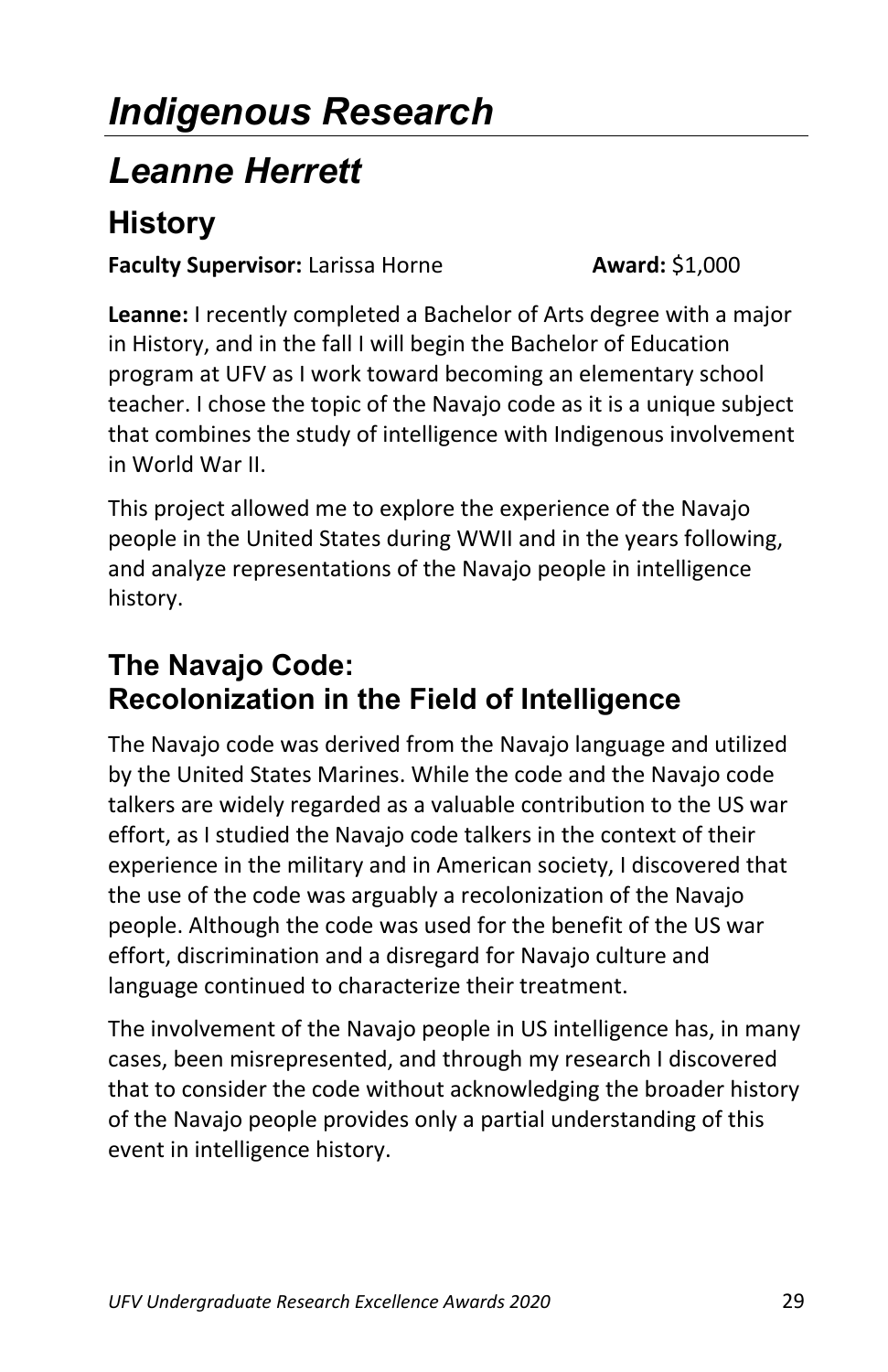# *Indigenous Research*

# *Leanne Herrett*

## History

**Faculty Supervisor:** Larissa Horne **Award:** $1,000

**Leanne:** I recently completed a Bachelor of Arts degree with a major in History, and in the fall I will begin the Bachelor of Education program at UFV as I work toward becoming an elementary school teacher. I chose the topic of the Navajo code as it is a unique subject that combines the study of intelligence with Indigenous involvement in World War II.

This project allowed me to explore the experience of the Navajo people in the United States during WWII and in the years following, and analyze representations of the Navajo people in intelligence history.

### The Navajo Code: Recolonization in the Field of Intelligence

The Navajo code was derived from the Navajo language and utilized by the United States Marines. While the code and the Navajo code talkers are widely regarded as a valuable contribution to the US war effort, as I studied the Navajo code talkers in the context of their experience in the military and in American society, I discovered that the use of the code was arguably a recolonization of the Navajo people. Although the code was used for the benefit of the US war effort, discrimination and a disregard for Navajo culture and language continued to characterize their treatment.

The involvement of the Navajo people in US intelligence has, in many cases, been misrepresented, and through my research I discovered that to consider the code without acknowledging the broader history of the Navajo people provides only a partial understanding of this event in intelligence history.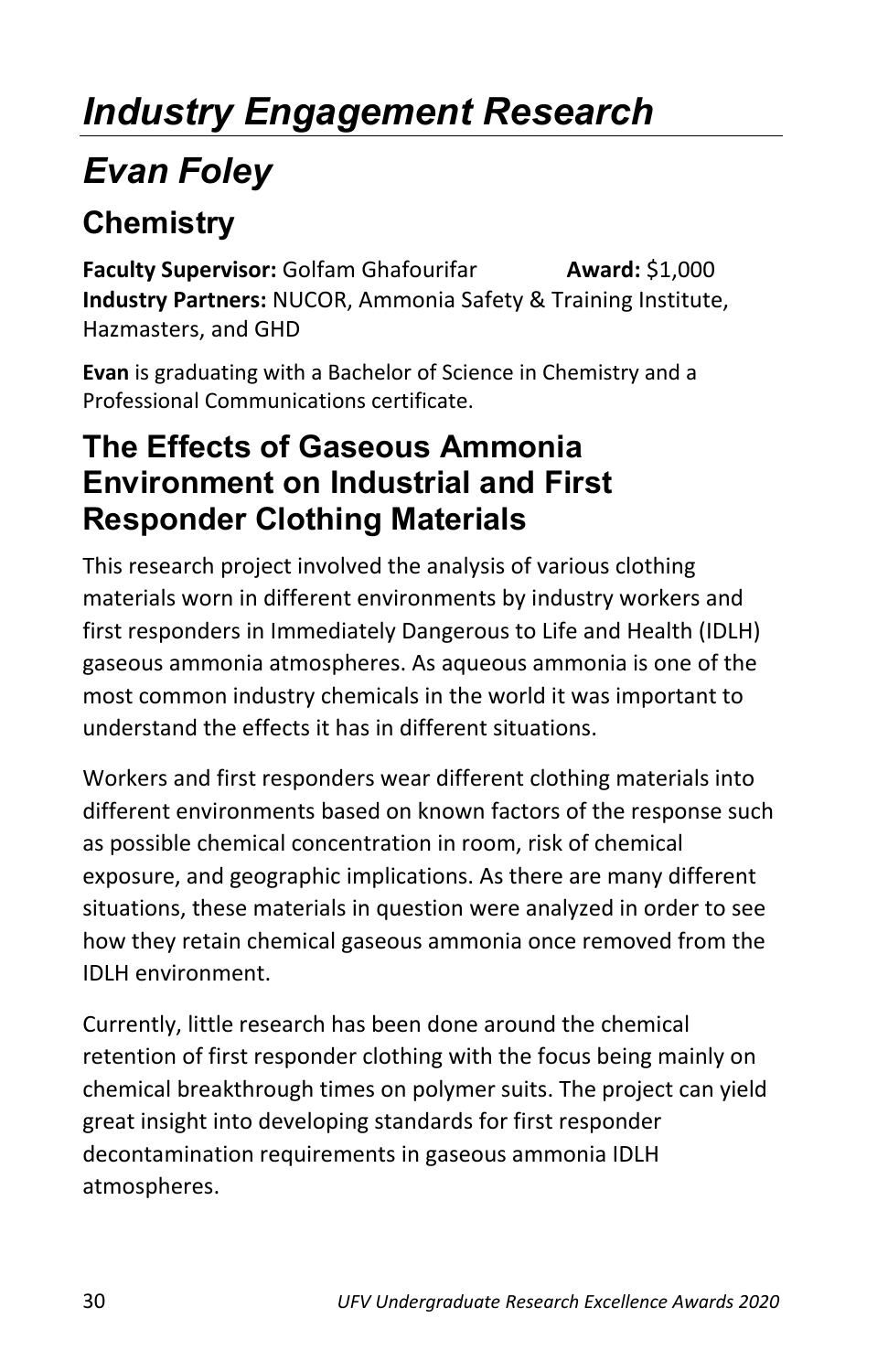# *Industry Engagement Research*

# *Evan Foley*

## Chemistry

**Faculty Supervisor:** Golfam Ghafourifar **Award:** $1,000
**Industry Partners:** NUCOR, Ammonia Safety & Training Institute, Hazmasters, and GHD

**Evan** is graduating with a Bachelor of Science in Chemistry and a Professional Communications certificate.

## The Effects of Gaseous Ammonia Environment on Industrial and First Responder Clothing Materials

This research project involved the analysis of various clothing materials worn in different environments by industry workers and first responders in Immediately Dangerous to Life and Health (IDLH) gaseous ammonia atmospheres. As aqueous ammonia is one of the most common industry chemicals in the world it was important to understand the effects it has in different situations.

Workers and first responders wear different clothing materials into different environments based on known factors of the response such as possible chemical concentration in room, risk of chemical exposure, and geographic implications. As there are many different situations, these materials in question were analyzed in order to see how they retain chemical gaseous ammonia once removed from the IDLH environment.

Currently, little research has been done around the chemical retention of first responder clothing with the focus being mainly on chemical breakthrough times on polymer suits. The project can yield great insight into developing standards for first responder decontamination requirements in gaseous ammonia IDLH atmospheres.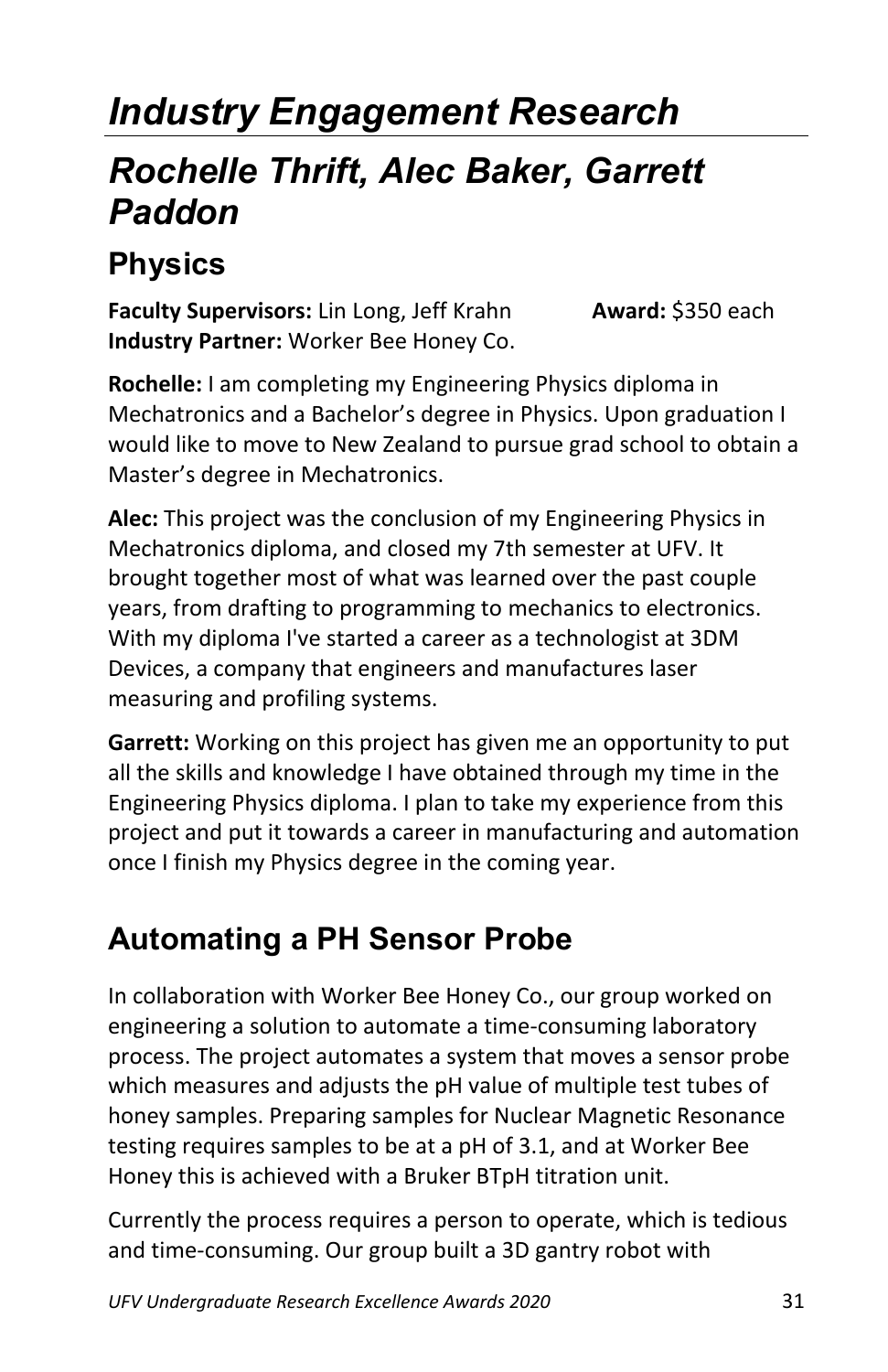# *Industry Engagement Research*

## *Rochelle Thrift, Alec Baker, Garrett Paddon*

### Physics

**Faculty Supervisors:** Lin Long, Jeff Krahn **Award:** $350 each
**Industry Partner:** Worker Bee Honey Co.

**Rochelle:** I am completing my Engineering Physics diploma in Mechatronics and a Bachelor's degree in Physics. Upon graduation I would like to move to New Zealand to pursue grad school to obtain a Master's degree in Mechatronics.

**Alec:** This project was the conclusion of my Engineering Physics in Mechatronics diploma, and closed my 7th semester at UFV. It brought together most of what was learned over the past couple years, from drafting to programming to mechanics to electronics. With my diploma I've started a career as a technologist at 3DM Devices, a company that engineers and manufactures laser measuring and profiling systems.

**Garrett:** Working on this project has given me an opportunity to put all the skills and knowledge I have obtained through my time in the Engineering Physics diploma. I plan to take my experience from this project and put it towards a career in manufacturing and automation once I finish my Physics degree in the coming year.

## Automating a PH Sensor Probe

In collaboration with Worker Bee Honey Co., our group worked on engineering a solution to automate a time-consuming laboratory process. The project automates a system that moves a sensor probe which measures and adjusts the pH value of multiple test tubes of honey samples. Preparing samples for Nuclear Magnetic Resonance testing requires samples to be at a pH of 3.1, and at Worker Bee Honey this is achieved with a Bruker BTpH titration unit.

Currently the process requires a person to operate, which is tedious and time-consuming. Our group built a 3D gantry robot with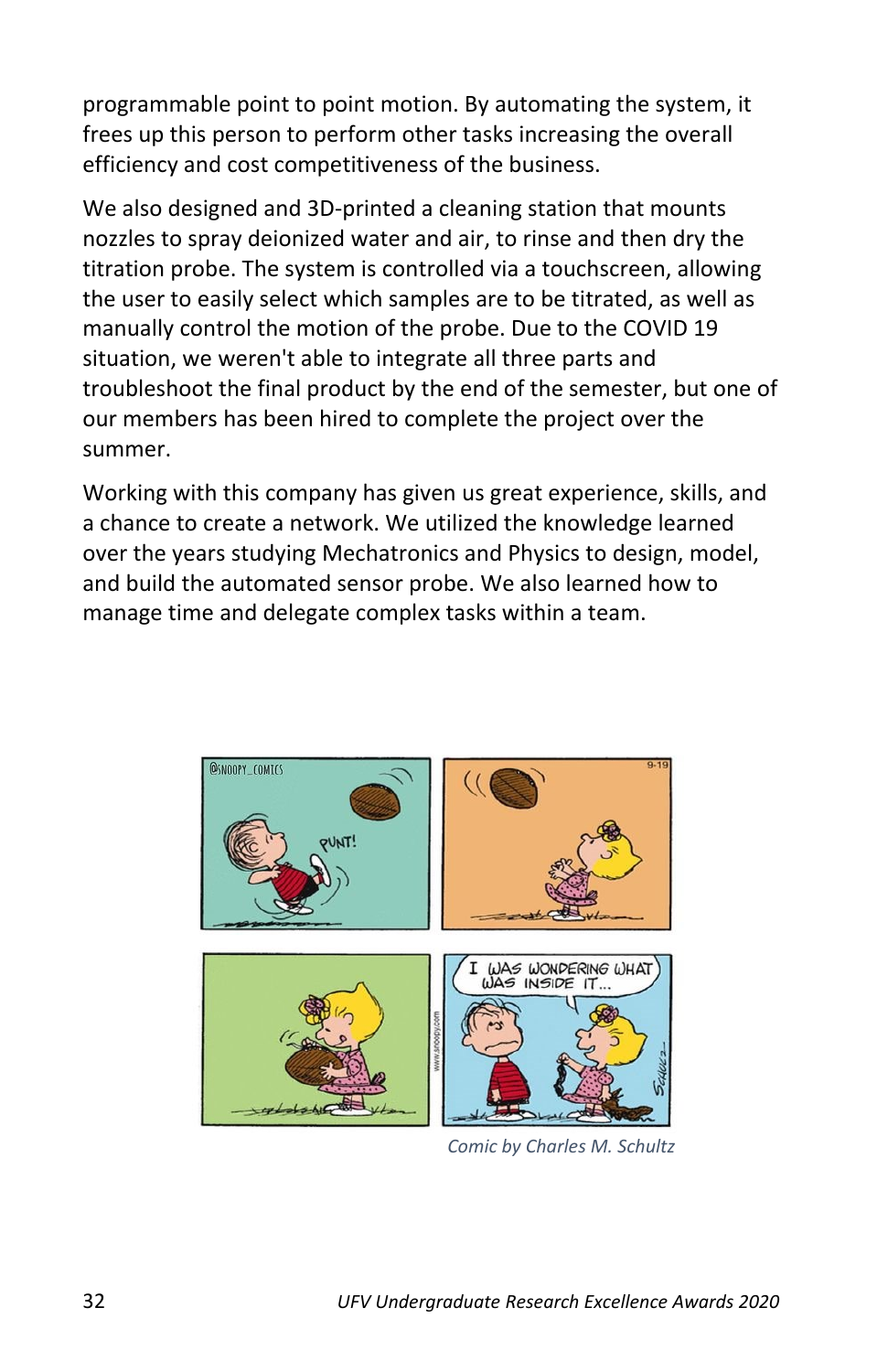programmable point to point motion. By automating the system, it frees up this person to perform other tasks increasing the overall efficiency and cost competitiveness of the business.

We also designed and 3D-printed a cleaning station that mounts nozzles to spray deionized water and air, to rinse and then dry the titration probe. The system is controlled via a touchscreen, allowing the user to easily select which samples are to be titrated, as well as manually control the motion of the probe. Due to the COVID 19 situation, we weren't able to integrate all three parts and troubleshoot the final product by the end of the semester, but one of our members has been hired to complete the project over the summer.

Working with this company has given us great experience, skills, and a chance to create a network. We utilized the knowledge learned over the years studying Mechatronics and Physics to design, model, and build the automated sensor probe. We also learned how to manage time and delegate complex tasks within a team.

*Comic by Charles M. Schultz*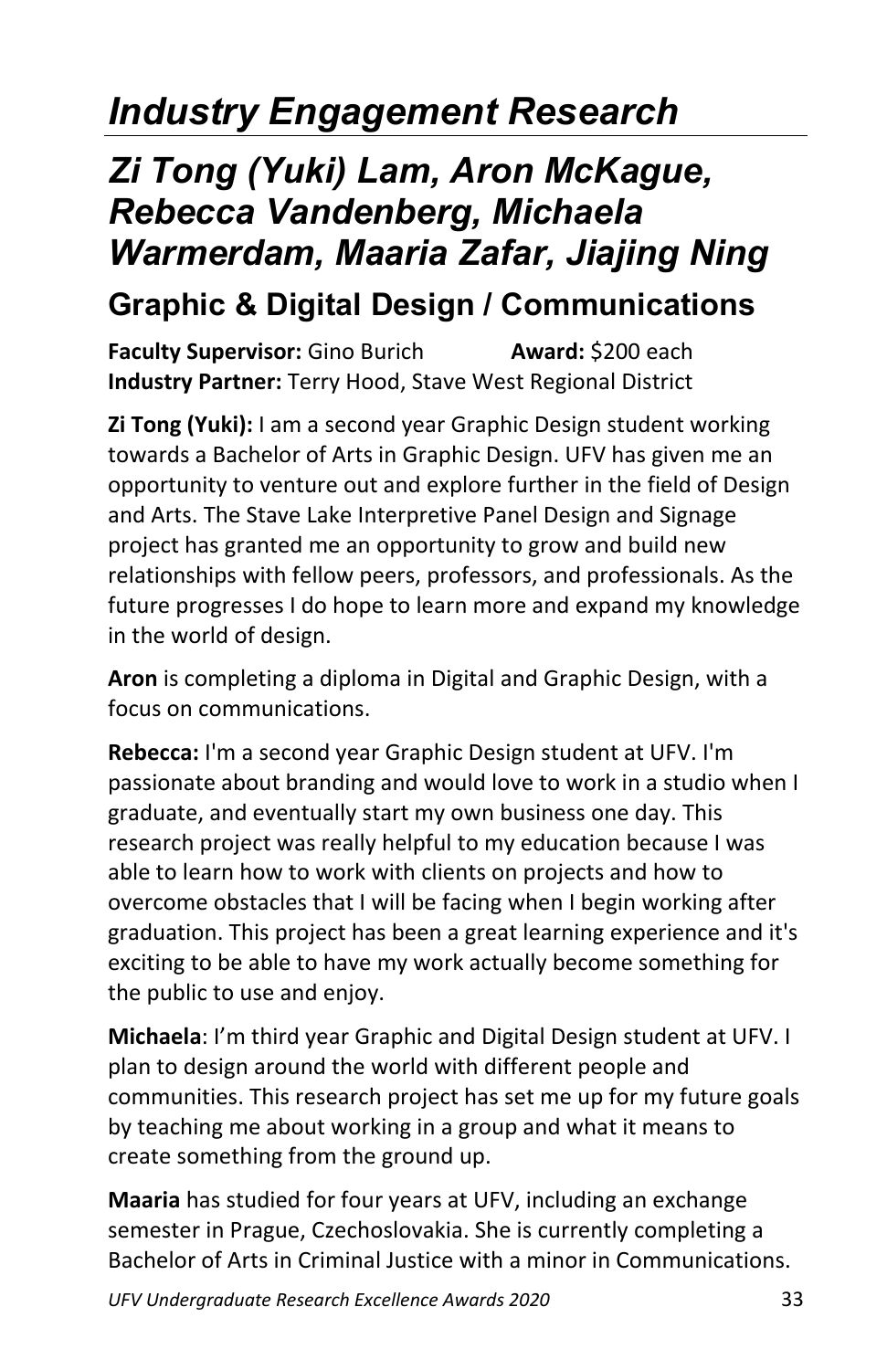# *Industry Engagement Research*

## *Zi Tong (Yuki) Lam, Aron McKague, Rebecca Vandenberg, Michaela Warmerdam, Maaria Zafar, Jiajing Ning*

### Graphic & Digital Design / Communications

**Faculty Supervisor:** Gino Burich **Award:** $200 each
**Industry Partner:** Terry Hood, Stave West Regional District

**Zi Tong (Yuki):** I am a second year Graphic Design student working towards a Bachelor of Arts in Graphic Design. UFV has given me an opportunity to venture out and explore further in the field of Design and Arts. The Stave Lake Interpretive Panel Design and Signage project has granted me an opportunity to grow and build new relationships with fellow peers, professors, and professionals. As the future progresses I do hope to learn more and expand my knowledge in the world of design.

**Aron** is completing a diploma in Digital and Graphic Design, with a focus on communications.

**Rebecca:** I'm a second year Graphic Design student at UFV. I'm passionate about branding and would love to work in a studio when I graduate, and eventually start my own business one day. This research project was really helpful to my education because I was able to learn how to work with clients on projects and how to overcome obstacles that I will be facing when I begin working after graduation. This project has been a great learning experience and it's exciting to be able to have my work actually become something for the public to use and enjoy.

**Michaela**: I'm third year Graphic and Digital Design student at UFV. I plan to design around the world with different people and communities. This research project has set me up for my future goals by teaching me about working in a group and what it means to create something from the ground up.

**Maaria** has studied for four years at UFV, including an exchange semester in Prague, Czechoslovakia. She is currently completing a Bachelor of Arts in Criminal Justice with a minor in Communications.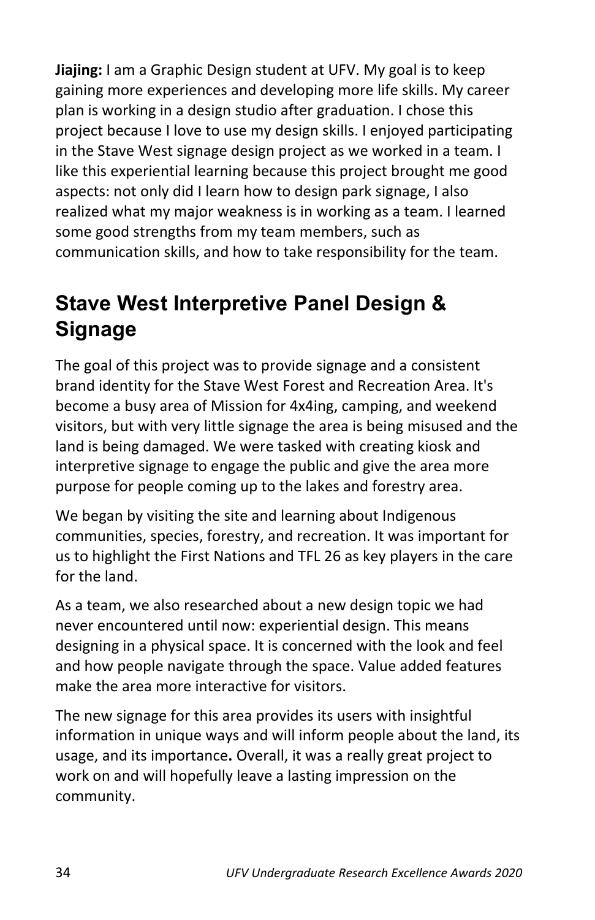**Jiajing:** I am a Graphic Design student at UFV. My goal is to keep gaining more experiences and developing more life skills. My career plan is working in a design studio after graduation. I chose this project because I love to use my design skills. I enjoyed participating in the Stave West signage design project as we worked in a team. I like this experiential learning because this project brought me good aspects: not only did I learn how to design park signage, I also realized what my major weakness is in working as a team. I learned some good strengths from my team members, such as communication skills, and how to take responsibility for the team.

## Stave West Interpretive Panel Design & Signage

The goal of this project was to provide signage and a consistent brand identity for the Stave West Forest and Recreation Area. It's become a busy area of Mission for 4x4ing, camping, and weekend visitors, but with very little signage the area is being misused and the land is being damaged. We were tasked with creating kiosk and interpretive signage to engage the public and give the area more purpose for people coming up to the lakes and forestry area.

We began by visiting the site and learning about Indigenous communities, species, forestry, and recreation. It was important for us to highlight the First Nations and TFL 26 as key players in the care for the land.

As a team, we also researched about a new design topic we had never encountered until now: experiential design. This means designing in a physical space. It is concerned with the look and feel and how people navigate through the space. Value added features make the area more interactive for visitors.

The new signage for this area provides its users with insightful information in unique ways and will inform people about the land, its usage, and its importance**.** Overall, it was a really great project to work on and will hopefully leave a lasting impression on the community.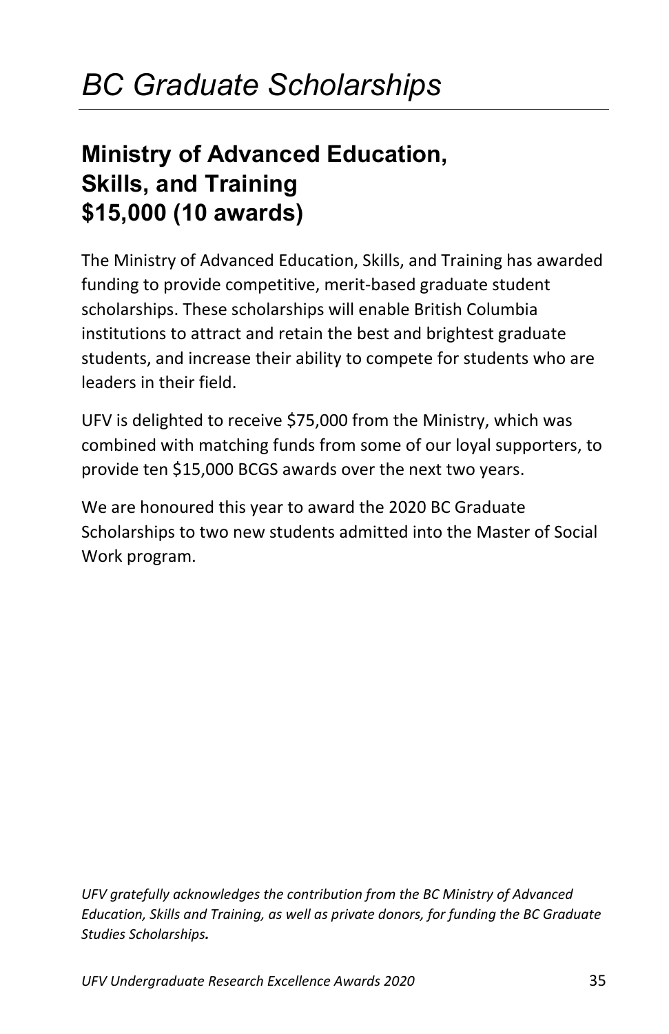# *BC Graduate Scholarships*

## Ministry of Advanced Education, Skills, and Training $15,000 (10 awards)

The Ministry of Advanced Education, Skills, and Training has awarded funding to provide competitive, merit-based graduate student scholarships. These scholarships will enable British Columbia institutions to attract and retain the best and brightest graduate students, and increase their ability to compete for students who are leaders in their field.

UFV is delighted to receive $75,000 from the Ministry, which was combined with matching funds from some of our loyal supporters, to provide ten $15,000 BCGS awards over the next two years.

We are honoured this year to award the 2020 BC Graduate Scholarships to two new students admitted into the Master of Social Work program.

*UFV gratefully acknowledges the contribution from the BC Ministry of Advanced Education, Skills and Training, as well as private donors, for funding the BC Graduate Studies Scholarships.*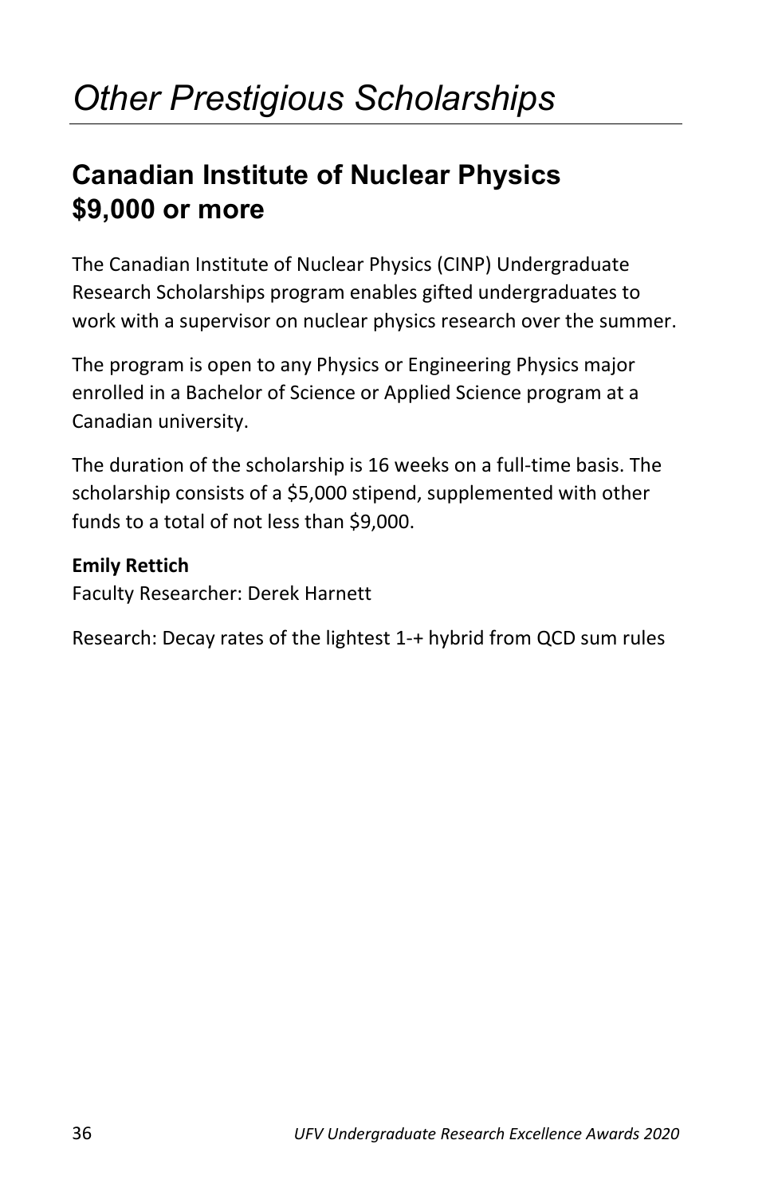# *Other Prestigious Scholarships*

## Canadian Institute of Nuclear Physics $9,000 or more

The Canadian Institute of Nuclear Physics (CINP) Undergraduate Research Scholarships program enables gifted undergraduates to work with a supervisor on nuclear physics research over the summer.

The program is open to any Physics or Engineering Physics major enrolled in a Bachelor of Science or Applied Science program at a Canadian university.

The duration of the scholarship is 16 weeks on a full-time basis. The scholarship consists of a $5,000 stipend, supplemented with other funds to a total of not less than $9,000.

**Emily Rettich**
Faculty Researcher: Derek Harnett

Research: Decay rates of the lightest 1-+ hybrid from QCD sum rules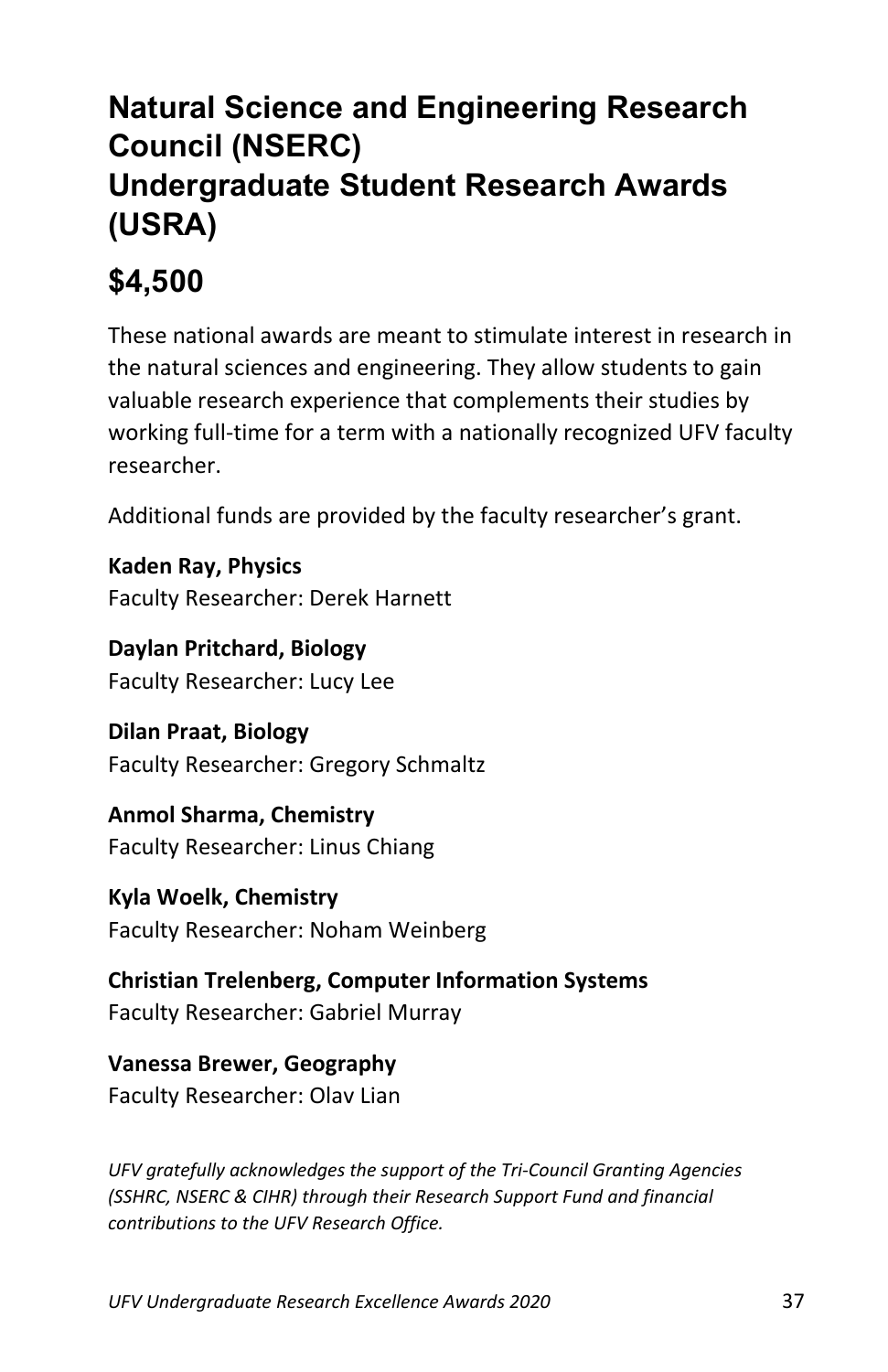# Natural Science and Engineering Research Council (NSERC) Undergraduate Student Research Awards (USRA)

## $4,500

These national awards are meant to stimulate interest in research in the natural sciences and engineering. They allow students to gain valuable research experience that complements their studies by working full-time for a term with a nationally recognized UFV faculty researcher.

Additional funds are provided by the faculty researcher's grant.

**Kaden Ray, Physics**
Faculty Researcher: Derek Harnett

**Daylan Pritchard, Biology**
Faculty Researcher: Lucy Lee

**Dilan Praat, Biology**
Faculty Researcher: Gregory Schmaltz

**Anmol Sharma, Chemistry**
Faculty Researcher: Linus Chiang

**Kyla Woelk, Chemistry**
Faculty Researcher: Noham Weinberg

**Christian Trelenberg, Computer Information Systems**
Faculty Researcher: Gabriel Murray

**Vanessa Brewer, Geography**
Faculty Researcher: Olav Lian

*UFV gratefully acknowledges the support of the Tri-Council Granting Agencies (SSHRC, NSERC & CIHR) through their Research Support Fund and financial contributions to the UFV Research Office.*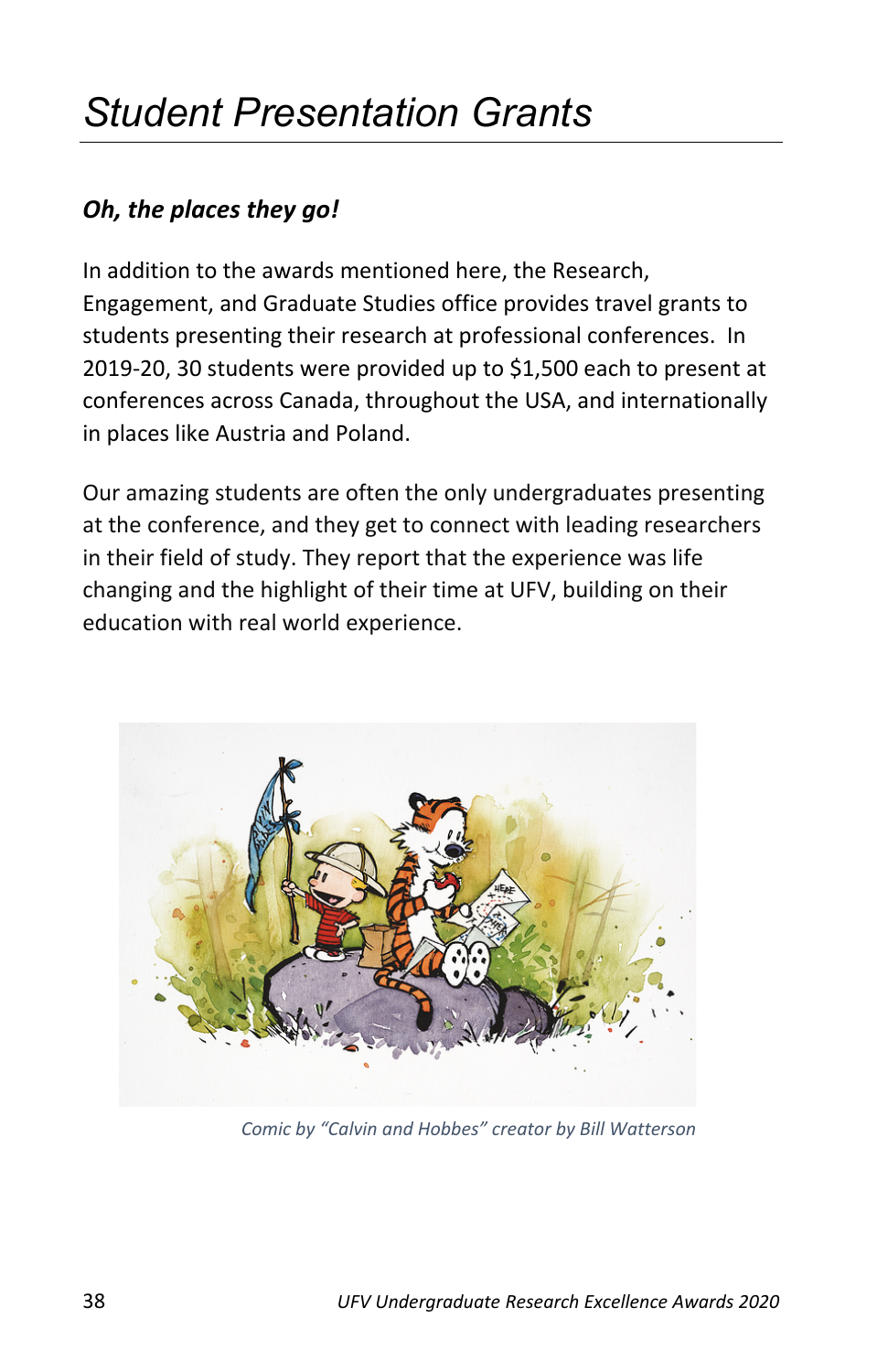# Student Presentation Grants

***Oh, the places they go!***

In addition to the awards mentioned here, the Research, Engagement, and Graduate Studies office provides travel grants to students presenting their research at professional conferences. In 2019-20, 30 students were provided up to $1,500 each to present at conferences across Canada, throughout the USA, and internationally in places like Austria and Poland.

Our amazing students are often the only undergraduates presenting at the conference, and they get to connect with leading researchers in their field of study. They report that the experience was life changing and the highlight of their time at UFV, building on their education with real world experience.

*Comic by "Calvin and Hobbes" creator by Bill Watterson*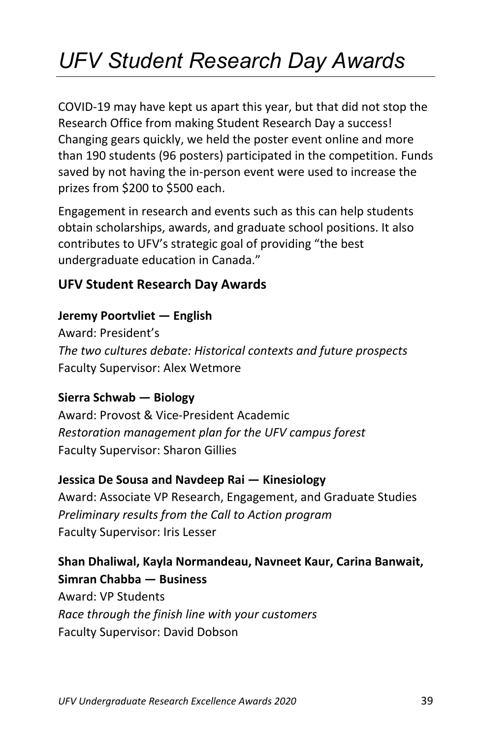# *UFV Student Research Day Awards*

COVID-19 may have kept us apart this year, but that did not stop the Research Office from making Student Research Day a success! Changing gears quickly, we held the poster event online and more than 190 students (96 posters) participated in the competition. Funds saved by not having the in-person event were used to increase the prizes from $200 to $500 each.

Engagement in research and events such as this can help students obtain scholarships, awards, and graduate school positions. It also contributes to UFV's strategic goal of providing "the best undergraduate education in Canada."

### UFV Student Research Day Awards

**Jeremy Poortvliet — English**
Award: President's
*The two cultures debate: Historical contexts and future prospects*
Faculty Supervisor: Alex Wetmore

**Sierra Schwab — Biology**
Award: Provost & Vice-President Academic
*Restoration management plan for the UFV campus forest*
Faculty Supervisor: Sharon Gillies

**Jessica De Sousa and Navdeep Rai — Kinesiology**
Award: Associate VP Research, Engagement, and Graduate Studies
*Preliminary results from the Call to Action program*
Faculty Supervisor: Iris Lesser

**Shan Dhaliwal, Kayla Normandeau, Navneet Kaur, Carina Banwait, Simran Chabba — Business**
Award: VP Students
*Race through the finish line with your customers*
Faculty Supervisor: David Dobson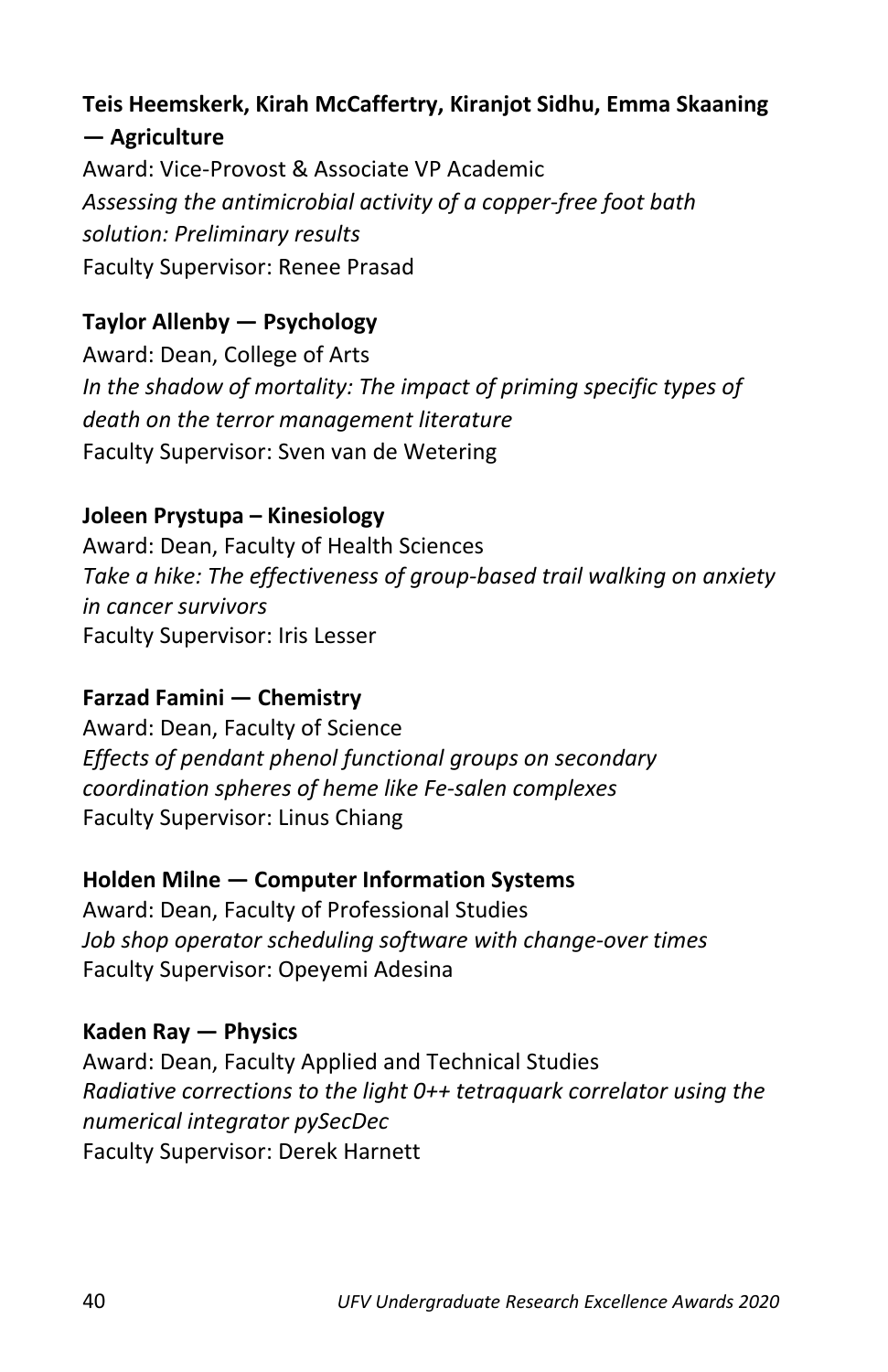**Teis Heemskerk, Kirah McCaffertry, Kiranjot Sidhu, Emma Skaaning — Agriculture**

Award: Vice-Provost & Associate VP Academic

*Assessing the antimicrobial activity of a copper-free foot bath solution: Preliminary results*

Faculty Supervisor: Renee Prasad

**Taylor Allenby — Psychology**

Award: Dean, College of Arts

*In the shadow of mortality: The impact of priming specific types of death on the terror management literature*

Faculty Supervisor: Sven van de Wetering

**Joleen Prystupa – Kinesiology**

Award: Dean, Faculty of Health Sciences

*Take a hike: The effectiveness of group-based trail walking on anxiety in cancer survivors*

Faculty Supervisor: Iris Lesser

**Farzad Famini — Chemistry**

Award: Dean, Faculty of Science

*Effects of pendant phenol functional groups on secondary coordination spheres of heme like Fe-salen complexes*

Faculty Supervisor: Linus Chiang

**Holden Milne — Computer Information Systems**

Award: Dean, Faculty of Professional Studies

*Job shop operator scheduling software with change-over times*

Faculty Supervisor: Opeyemi Adesina

**Kaden Ray — Physics**

Award: Dean, Faculty Applied and Technical Studies

*Radiative corrections to the light 0++ tetraquark correlator using the numerical integrator pySecDec*

Faculty Supervisor: Derek Harnett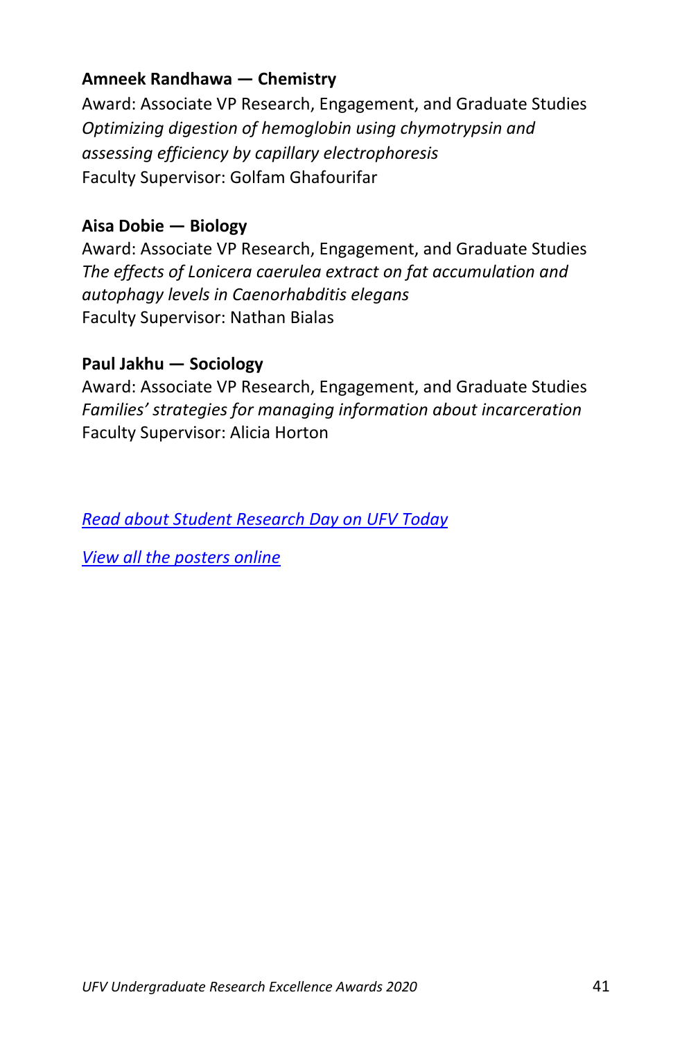**Amneek Randhawa — Chemistry**
Award: Associate VP Research, Engagement, and Graduate Studies
*Optimizing digestion of hemoglobin using chymotrypsin and assessing efficiency by capillary electrophoresis*
Faculty Supervisor: Golfam Ghafourifar

**Aisa Dobie — Biology**
Award: Associate VP Research, Engagement, and Graduate Studies
*The effects of Lonicera caerulea extract on fat accumulation and autophagy levels in Caenorhabditis elegans*
Faculty Supervisor: Nathan Bialas

**Paul Jakhu — Sociology**
Award: Associate VP Research, Engagement, and Graduate Studies
*Families' strategies for managing information about incarceration*
Faculty Supervisor: Alicia Horton

*Read about Student Research Day on UFV Today*

*View all the posters online*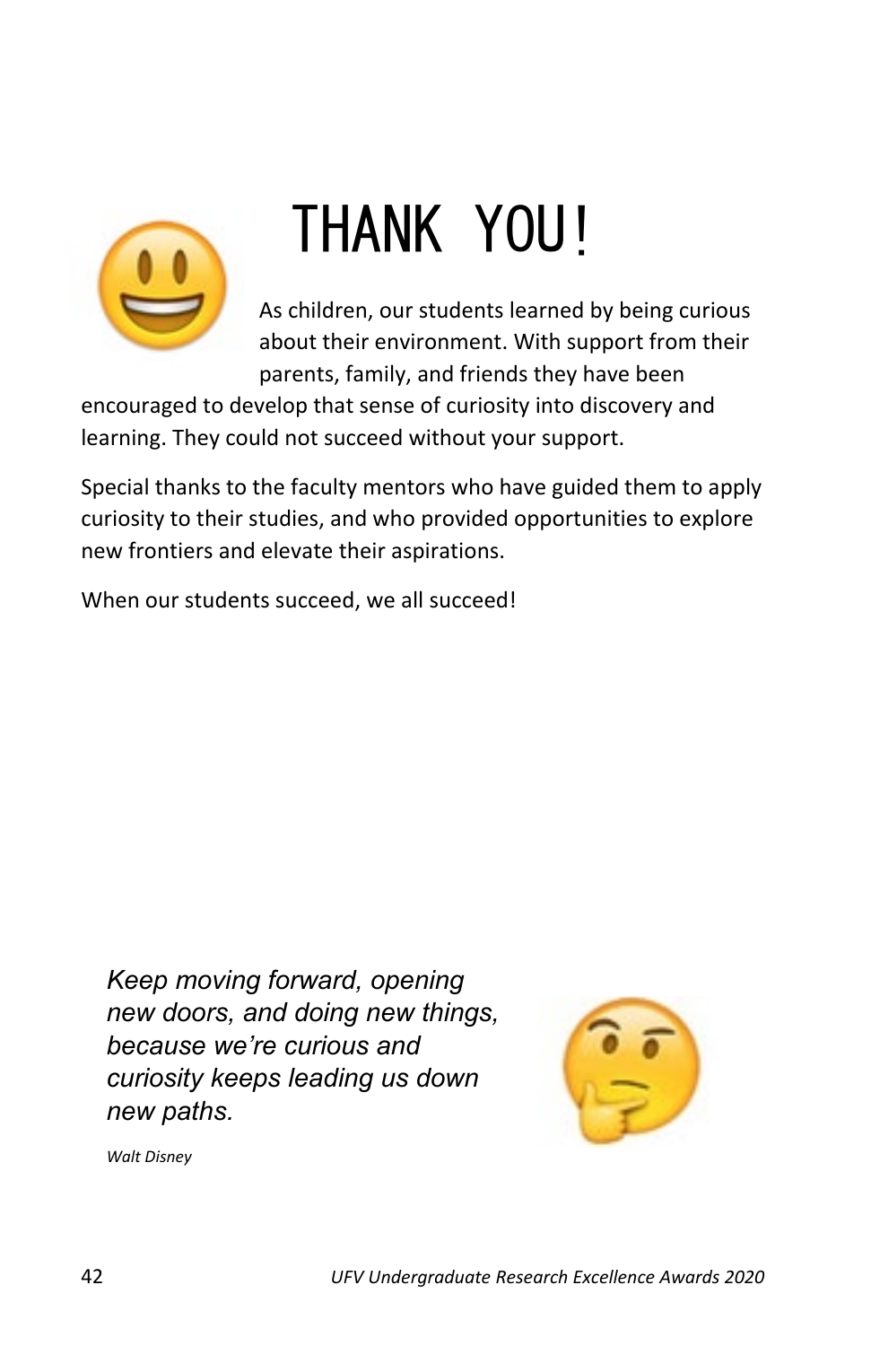# THANK YOU!

As children, our students learned by being curious about their environment. With support from their parents, family, and friends they have been encouraged to develop that sense of curiosity into discovery and learning. They could not succeed without your support.

Special thanks to the faculty mentors who have guided them to apply curiosity to their studies, and who provided opportunities to explore new frontiers and elevate their aspirations.

When our students succeed, we all succeed!

*Keep moving forward, opening new doors, and doing new things, because we're curious and curiosity keeps leading us down new paths.*

*Walt Disney*